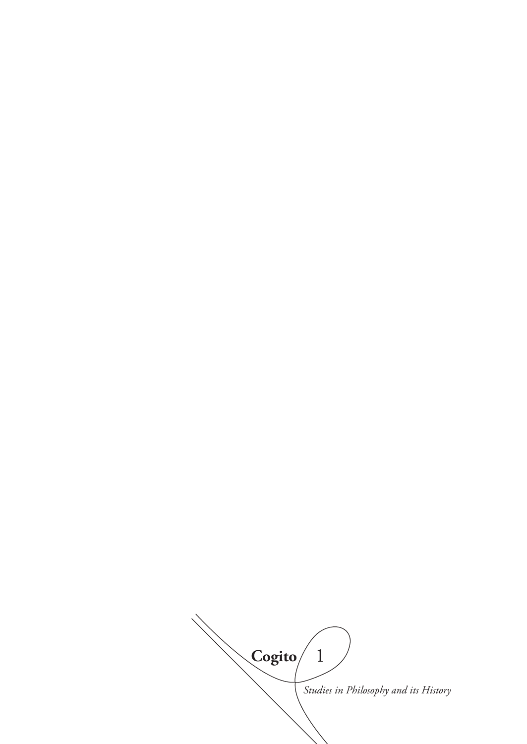**Cogito** 1

*Studies in Philosophy and its History*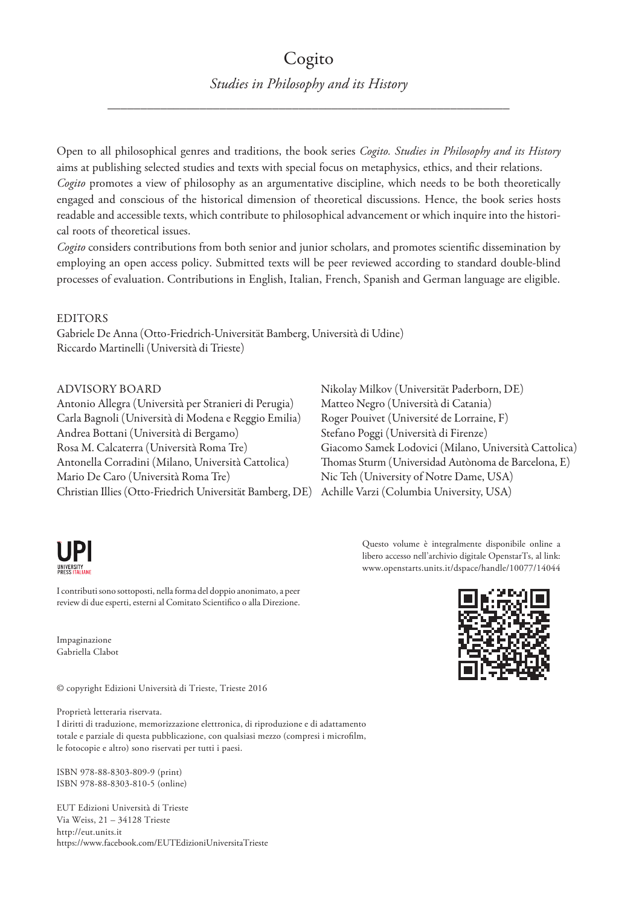# Cogito

## *Studies in Philosophy and its History*

Open to all philosophical genres and traditions, the book series *Cogito. Studies in Philosophy and its History* aims at publishing selected studies and texts with special focus on metaphysics, ethics, and their relations. *Cogito* promotes a view of philosophy as an argumentative discipline, which needs to be both theoretically engaged and conscious of the historical dimension of theoretical discussions. Hence, the book series hosts readable and accessible texts, which contribute to philosophical advancement or which inquire into the historical roots of theoretical issues.
*Cogito* considers contributions from both senior and junior scholars, and promotes scientific dissemination by employing an open access policy. Submitted texts will be peer reviewed according to standard double-blind processes of evaluation. Contributions in English, Italian, French, Spanish and German language are eligible.

EDITORS
Gabriele De Anna (Otto-Friedrich-Universität Bamberg, Università di Udine)
Riccardo Martinelli (Università di Trieste)

ADVISORY BOARD
Antonio Allegra (Università per Stranieri di Perugia)
Carla Bagnoli (Università di Modena e Reggio Emilia)
Andrea Bottani (Università di Bergamo)
Rosa M. Calcaterra (Università Roma Tre)
Antonella Corradini (Milano, Università Cattolica)
Mario De Caro (Università Roma Tre)
Christian Illies (Otto-Friedrich Universität Bamberg, DE)
Nikolay Milkov (Universität Paderborn, DE)
Matteo Negro (Università di Catania)
Roger Pouivet (Université de Lorraine, F)
Stefano Poggi (Università di Firenze)
Giacomo Samek Lodovici (Milano, Università Cattolica)
Thomas Sturm (Universidad Autònoma de Barcelona, E)
Nic Teh (University of Notre Dame, USA)
Achille Varzi (Columbia University, USA)

UPI
UNIVERSITY PRESS ITALIANE

Questo volume è integralmente disponibile online a libero accesso nell'archivio digitale OpenstarTs, al link: www.openstarts.units.it/dspace/handle/10077/14044

I contributi sono sottoposti, nella forma del doppio anonimato, a peer review di due esperti, esterni al Comitato Scientifico o alla Direzione.

Impaginazione
Gabriella Clabot

© copyright Edizioni Università di Trieste, Trieste 2016

Proprietà letteraria riservata.
I diritti di traduzione, memorizzazione elettronica, di riproduzione e di adattamento totale e parziale di questa pubblicazione, con qualsiasi mezzo (compresi i microfilm, le fotocopie e altro) sono riservati per tutti i paesi.

ISBN 978-88-8303-809-9 (print)
ISBN 978-88-8303-810-5 (online)

EUT Edizioni Università di Trieste
Via Weiss, 21 – 34128 Trieste
http://eut.units.it
https://www.facebook.com/EUTEdizioniUniversitaTrieste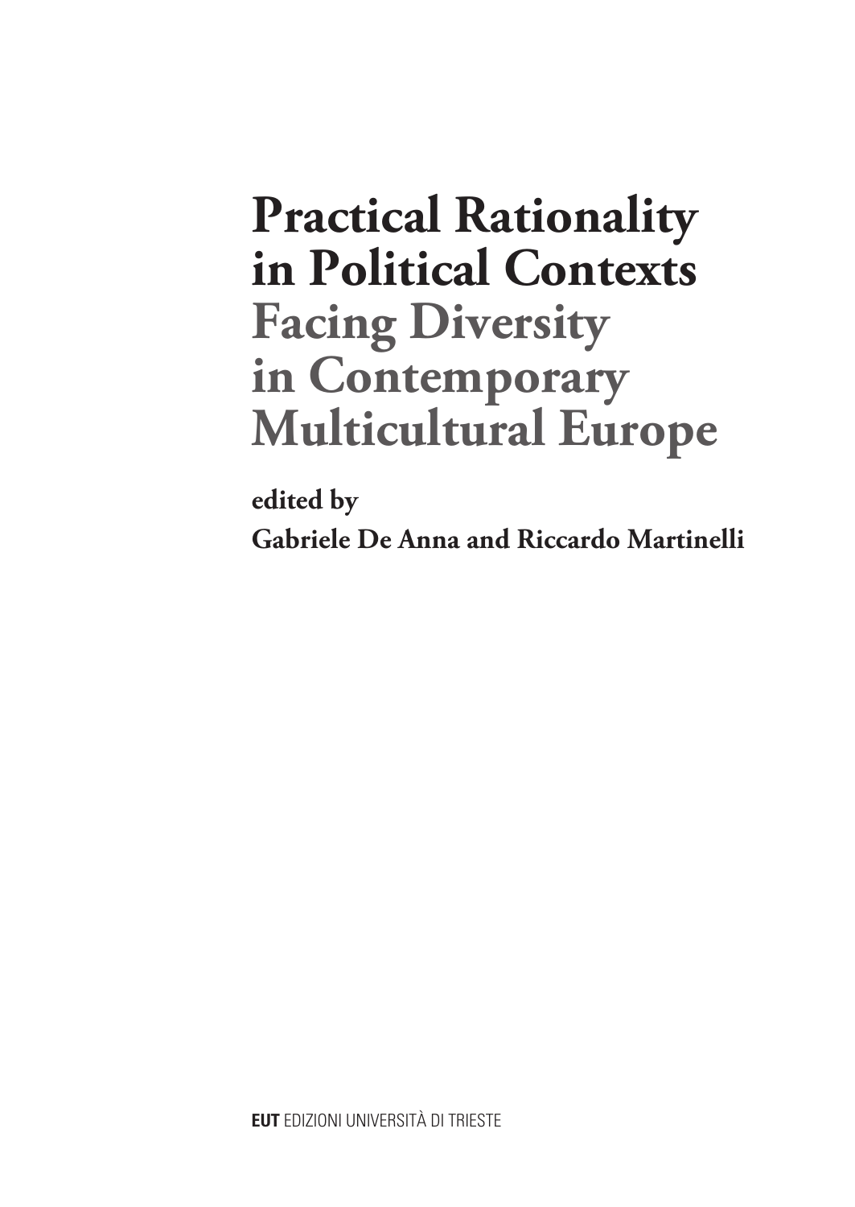# Practical Rationality in Political Contexts

## Facing Diversity in Contemporary Multicultural Europe

**edited by**

**Gabriele De Anna and Riccardo Martinelli**

**EUT** EDIZIONI UNIVERSITÀ DI TRIESTE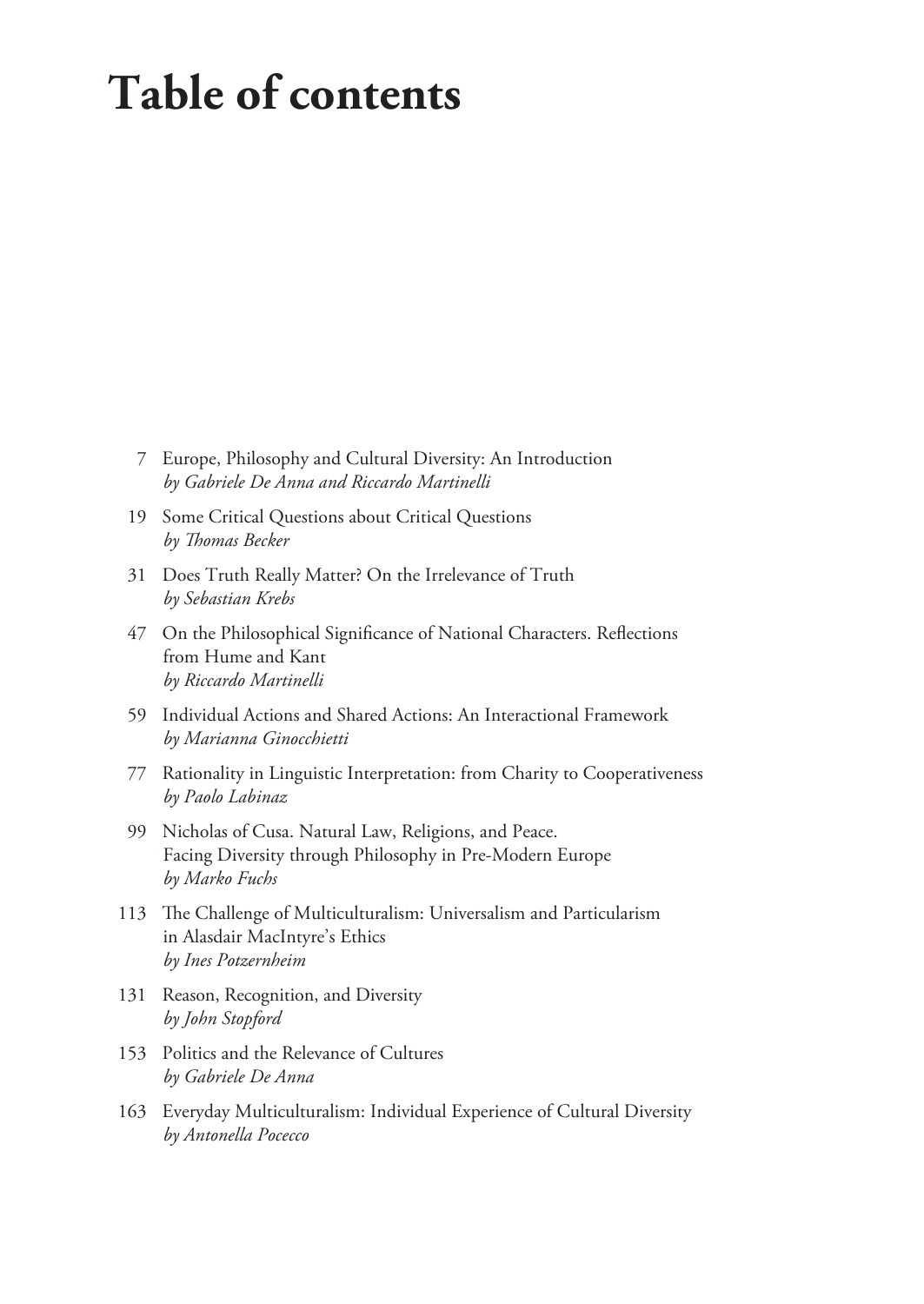# Table of contents

7 Europe, Philosophy and Cultural Diversity: An Introduction
*by Gabriele De Anna and Riccardo Martinelli*

19 Some Critical Questions about Critical Questions
*by Thomas Becker*

31 Does Truth Really Matter? On the Irrelevance of Truth
*by Sebastian Krebs*

47 On the Philosophical Significance of National Characters. Reflections from Hume and Kant
*by Riccardo Martinelli*

59 Individual Actions and Shared Actions: An Interactional Framework
*by Marianna Ginocchietti*

77 Rationality in Linguistic Interpretation: from Charity to Cooperativeness
*by Paolo Labinaz*

99 Nicholas of Cusa. Natural Law, Religions, and Peace. Facing Diversity through Philosophy in Pre-Modern Europe
*by Marko Fuchs*

113 The Challenge of Multiculturalism: Universalism and Particularism in Alasdair MacIntyre's Ethics
*by Ines Potzernheim*

131 Reason, Recognition, and Diversity
*by John Stopford*

153 Politics and the Relevance of Cultures
*by Gabriele De Anna*

163 Everyday Multiculturalism: Individual Experience of Cultural Diversity
*by Antonella Pocecco*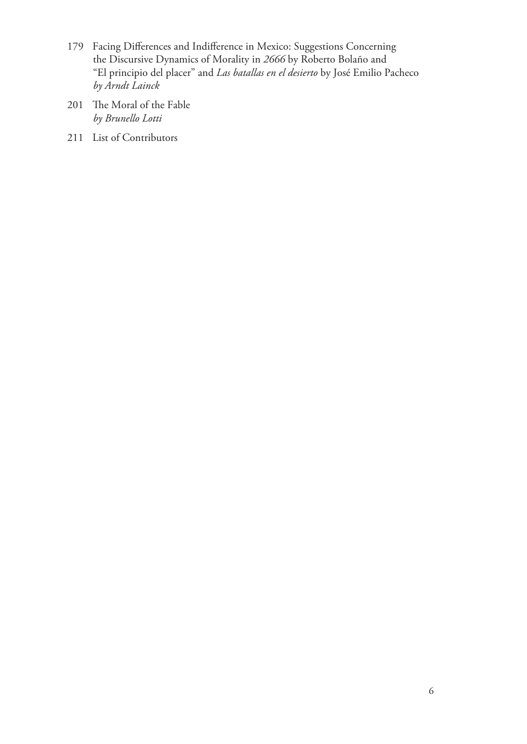179 Facing Differences and Indifference in Mexico: Suggestions Concerning the Discursive Dynamics of Morality in *2666* by Roberto Bolaño and "El principio del placer" and *Las batallas en el desierto* by José Emilio Pacheco
*by Arndt Lainck*

201 The Moral of the Fable
*by Brunello Lotti*

211 List of Contributors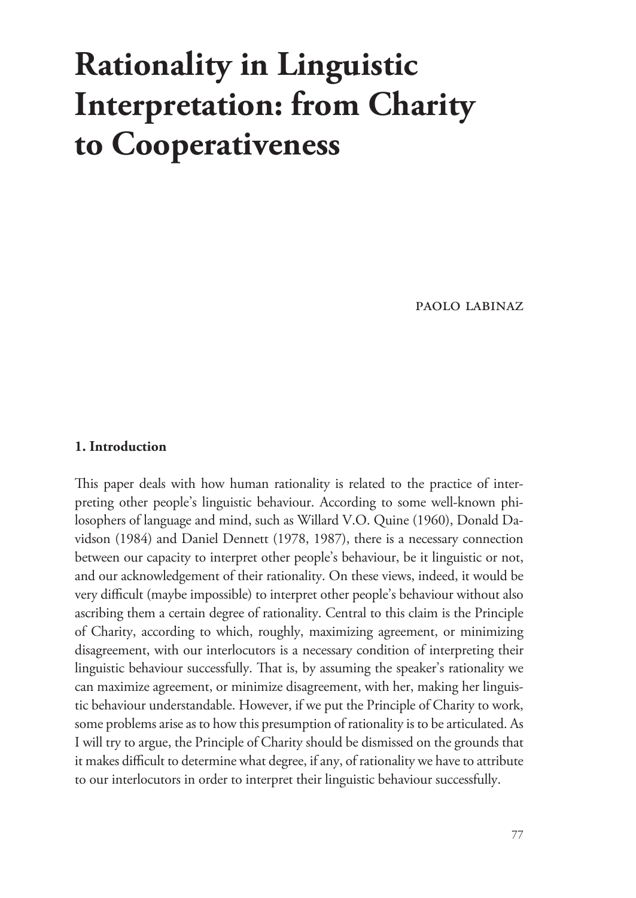# Rationality in Linguistic Interpretation: from Charity to Cooperativeness

PAOLO LABINAZ

## 1. Introduction

This paper deals with how human rationality is related to the practice of interpreting other people's linguistic behaviour. According to some well-known philosophers of language and mind, such as Willard V.O. Quine (1960), Donald Davidson (1984) and Daniel Dennett (1978, 1987), there is a necessary connection between our capacity to interpret other people's behaviour, be it linguistic or not, and our acknowledgement of their rationality. On these views, indeed, it would be very difficult (maybe impossible) to interpret other people's behaviour without also ascribing them a certain degree of rationality. Central to this claim is the Principle of Charity, according to which, roughly, maximizing agreement, or minimizing disagreement, with our interlocutors is a necessary condition of interpreting their linguistic behaviour successfully. That is, by assuming the speaker's rationality we can maximize agreement, or minimize disagreement, with her, making her linguistic behaviour understandable. However, if we put the Principle of Charity to work, some problems arise as to how this presumption of rationality is to be articulated. As I will try to argue, the Principle of Charity should be dismissed on the grounds that it makes difficult to determine what degree, if any, of rationality we have to attribute to our interlocutors in order to interpret their linguistic behaviour successfully.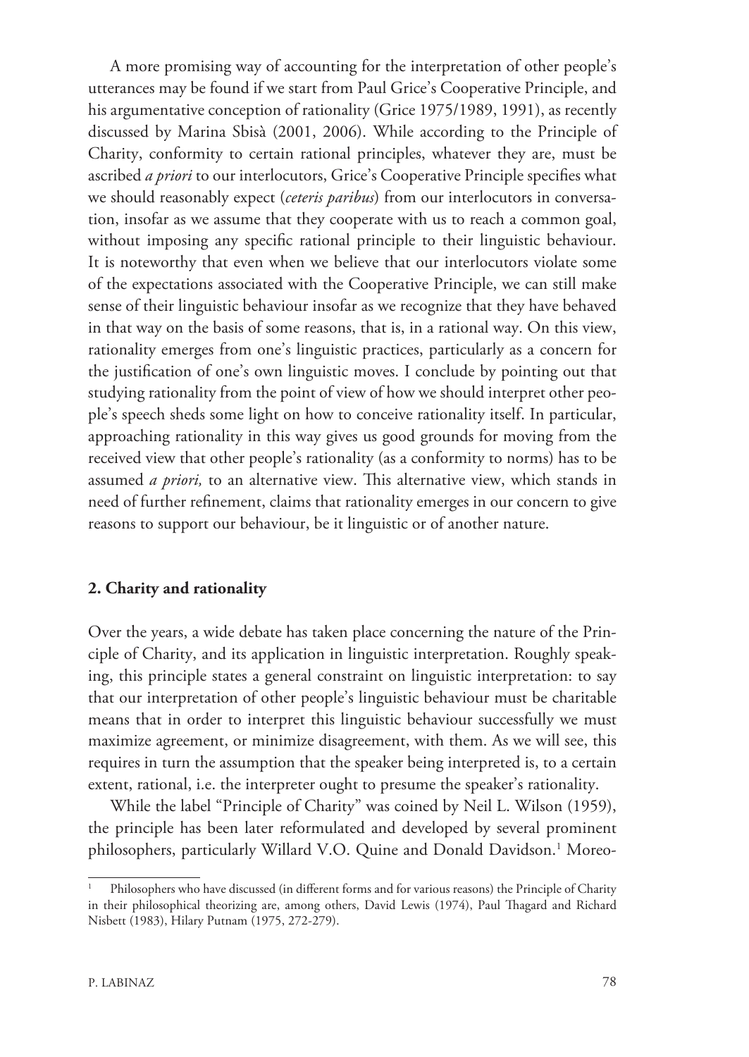A more promising way of accounting for the interpretation of other people's utterances may be found if we start from Paul Grice's Cooperative Principle, and his argumentative conception of rationality (Grice 1975/1989, 1991), as recently discussed by Marina Sbisà (2001, 2006). While according to the Principle of Charity, conformity to certain rational principles, whatever they are, must be ascribed *a priori* to our interlocutors, Grice's Cooperative Principle specifies what we should reasonably expect (*ceteris paribus*) from our interlocutors in conversation, insofar as we assume that they cooperate with us to reach a common goal, without imposing any specific rational principle to their linguistic behaviour. It is noteworthy that even when we believe that our interlocutors violate some of the expectations associated with the Cooperative Principle, we can still make sense of their linguistic behaviour insofar as we recognize that they have behaved in that way on the basis of some reasons, that is, in a rational way. On this view, rationality emerges from one's linguistic practices, particularly as a concern for the justification of one's own linguistic moves. I conclude by pointing out that studying rationality from the point of view of how we should interpret other people's speech sheds some light on how to conceive rationality itself. In particular, approaching rationality in this way gives us good grounds for moving from the received view that other people's rationality (as a conformity to norms) has to be assumed *a priori,* to an alternative view. This alternative view, which stands in need of further refinement, claims that rationality emerges in our concern to give reasons to support our behaviour, be it linguistic or of another nature.

## 2. Charity and rationality

Over the years, a wide debate has taken place concerning the nature of the Principle of Charity, and its application in linguistic interpretation. Roughly speaking, this principle states a general constraint on linguistic interpretation: to say that our interpretation of other people's linguistic behaviour must be charitable means that in order to interpret this linguistic behaviour successfully we must maximize agreement, or minimize disagreement, with them. As we will see, this requires in turn the assumption that the speaker being interpreted is, to a certain extent, rational, i.e. the interpreter ought to presume the speaker's rationality.

While the label "Principle of Charity" was coined by Neil L. Wilson (1959), the principle has been later reformulated and developed by several prominent philosophers, particularly Willard V.O. Quine and Donald Davidson.[1] Moreo-

[1] Philosophers who have discussed (in different forms and for various reasons) the Principle of Charity in their philosophical theorizing are, among others, David Lewis (1974), Paul Thagard and Richard Nisbett (1983), Hilary Putnam (1975, 272-279).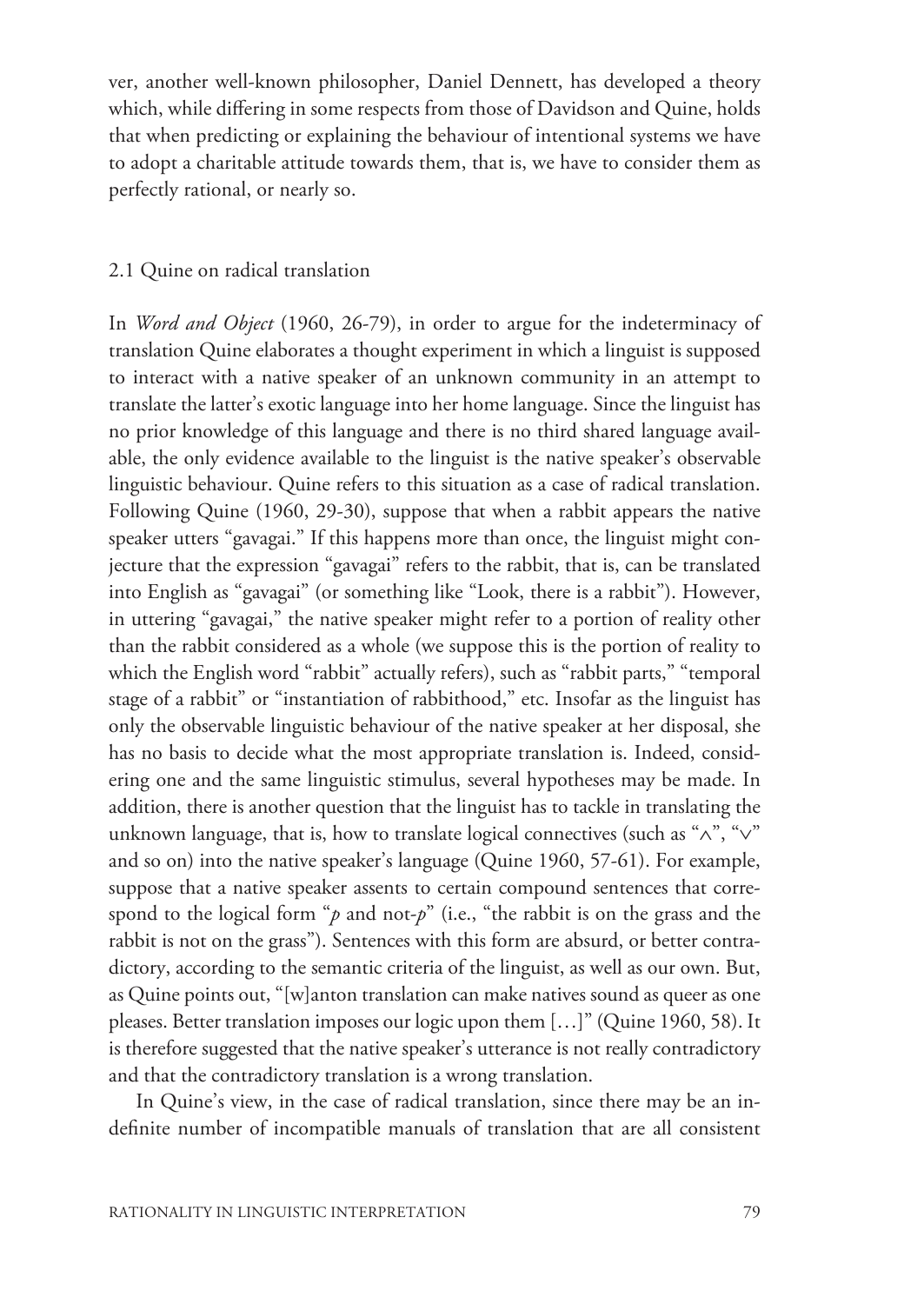ver, another well-known philosopher, Daniel Dennett, has developed a theory which, while differing in some respects from those of Davidson and Quine, holds that when predicting or explaining the behaviour of intentional systems we have to adopt a charitable attitude towards them, that is, we have to consider them as perfectly rational, or nearly so.

## 2.1 Quine on radical translation

In *Word and Object* (1960, 26-79), in order to argue for the indeterminacy of translation Quine elaborates a thought experiment in which a linguist is supposed to interact with a native speaker of an unknown community in an attempt to translate the latter's exotic language into her home language. Since the linguist has no prior knowledge of this language and there is no third shared language available, the only evidence available to the linguist is the native speaker's observable linguistic behaviour. Quine refers to this situation as a case of radical translation. Following Quine (1960, 29-30), suppose that when a rabbit appears the native speaker utters "gavagai." If this happens more than once, the linguist might conjecture that the expression "gavagai" refers to the rabbit, that is, can be translated into English as "gavagai" (or something like "Look, there is a rabbit"). However, in uttering "gavagai," the native speaker might refer to a portion of reality other than the rabbit considered as a whole (we suppose this is the portion of reality to which the English word "rabbit" actually refers), such as "rabbit parts," "temporal stage of a rabbit" or "instantiation of rabbithood," etc. Insofar as the linguist has only the observable linguistic behaviour of the native speaker at her disposal, she has no basis to decide what the most appropriate translation is. Indeed, considering one and the same linguistic stimulus, several hypotheses may be made. In addition, there is another question that the linguist has to tackle in translating the unknown language, that is, how to translate logical connectives (such as "$\wedge$", "$\vee$" and so on) into the native speaker's language (Quine 1960, 57-61). For example, suppose that a native speaker assents to certain compound sentences that correspond to the logical form "$p$ and not-$p$" (i.e., "the rabbit is on the grass and the rabbit is not on the grass"). Sentences with this form are absurd, or better contradictory, according to the semantic criteria of the linguist, as well as our own. But, as Quine points out, "[w]anton translation can make natives sound as queer as one pleases. Better translation imposes our logic upon them […]" (Quine 1960, 58). It is therefore suggested that the native speaker's utterance is not really contradictory and that the contradictory translation is a wrong translation.

In Quine's view, in the case of radical translation, since there may be an indefinite number of incompatible manuals of translation that are all consistent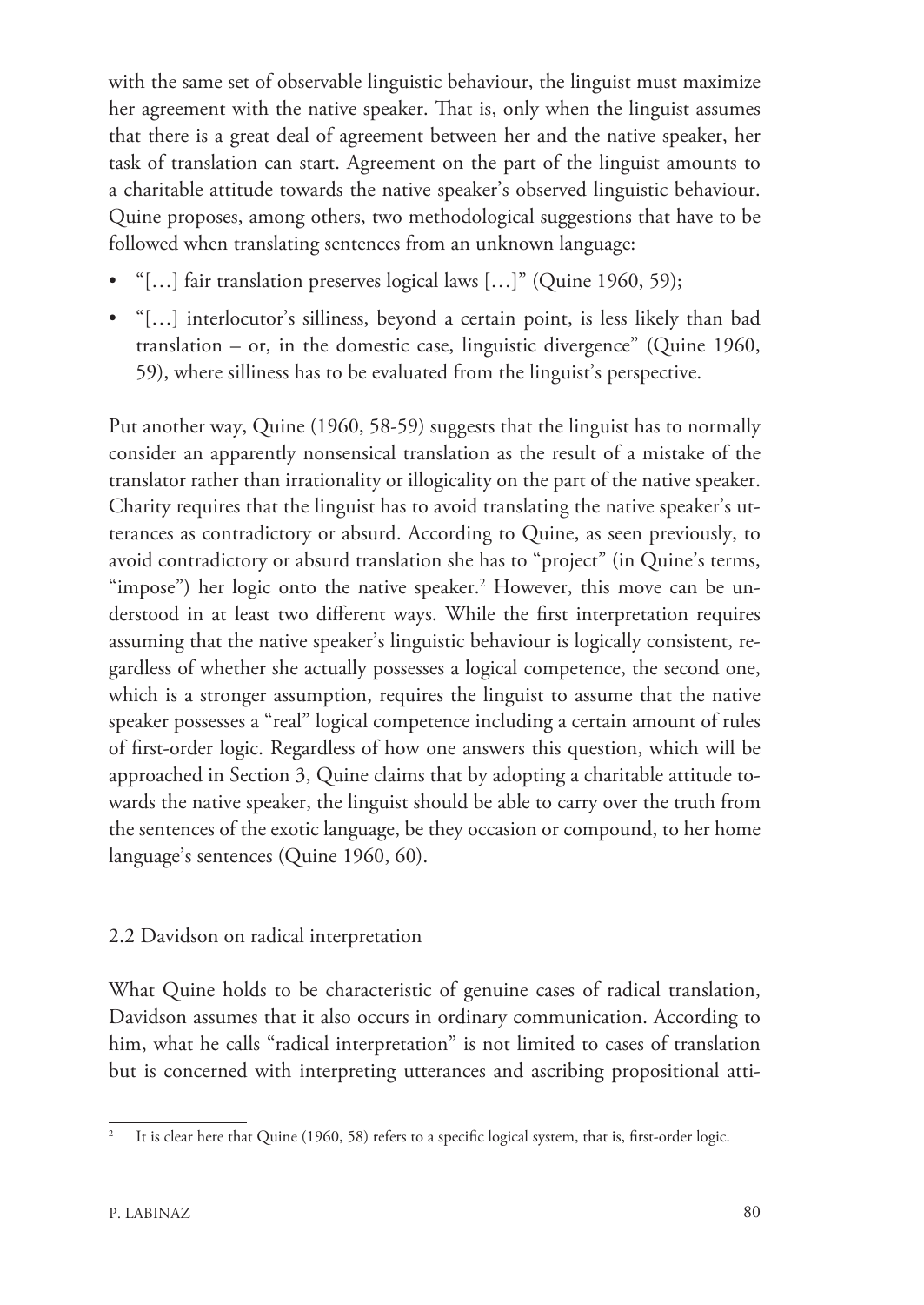with the same set of observable linguistic behaviour, the linguist must maximize her agreement with the native speaker. That is, only when the linguist assumes that there is a great deal of agreement between her and the native speaker, her task of translation can start. Agreement on the part of the linguist amounts to a charitable attitude towards the native speaker's observed linguistic behaviour. Quine proposes, among others, two methodological suggestions that have to be followed when translating sentences from an unknown language:

- "[…] fair translation preserves logical laws […]" (Quine 1960, 59);
- "[…] interlocutor's silliness, beyond a certain point, is less likely than bad translation – or, in the domestic case, linguistic divergence" (Quine 1960, 59), where silliness has to be evaluated from the linguist's perspective.

Put another way, Quine (1960, 58-59) suggests that the linguist has to normally consider an apparently nonsensical translation as the result of a mistake of the translator rather than irrationality or illogicality on the part of the native speaker. Charity requires that the linguist has to avoid translating the native speaker's utterances as contradictory or absurd. According to Quine, as seen previously, to avoid contradictory or absurd translation she has to "project" (in Quine's terms, "impose") her logic onto the native speaker.[2] However, this move can be understood in at least two different ways. While the first interpretation requires assuming that the native speaker's linguistic behaviour is logically consistent, regardless of whether she actually possesses a logical competence, the second one, which is a stronger assumption, requires the linguist to assume that the native speaker possesses a "real" logical competence including a certain amount of rules of first-order logic. Regardless of how one answers this question, which will be approached in Section 3, Quine claims that by adopting a charitable attitude towards the native speaker, the linguist should be able to carry over the truth from the sentences of the exotic language, be they occasion or compound, to her home language's sentences (Quine 1960, 60).

## 2.2 Davidson on radical interpretation

What Quine holds to be characteristic of genuine cases of radical translation, Davidson assumes that it also occurs in ordinary communication. According to him, what he calls "radical interpretation" is not limited to cases of translation but is concerned with interpreting utterances and ascribing propositional atti-

[2] It is clear here that Quine (1960, 58) refers to a specific logical system, that is, first-order logic.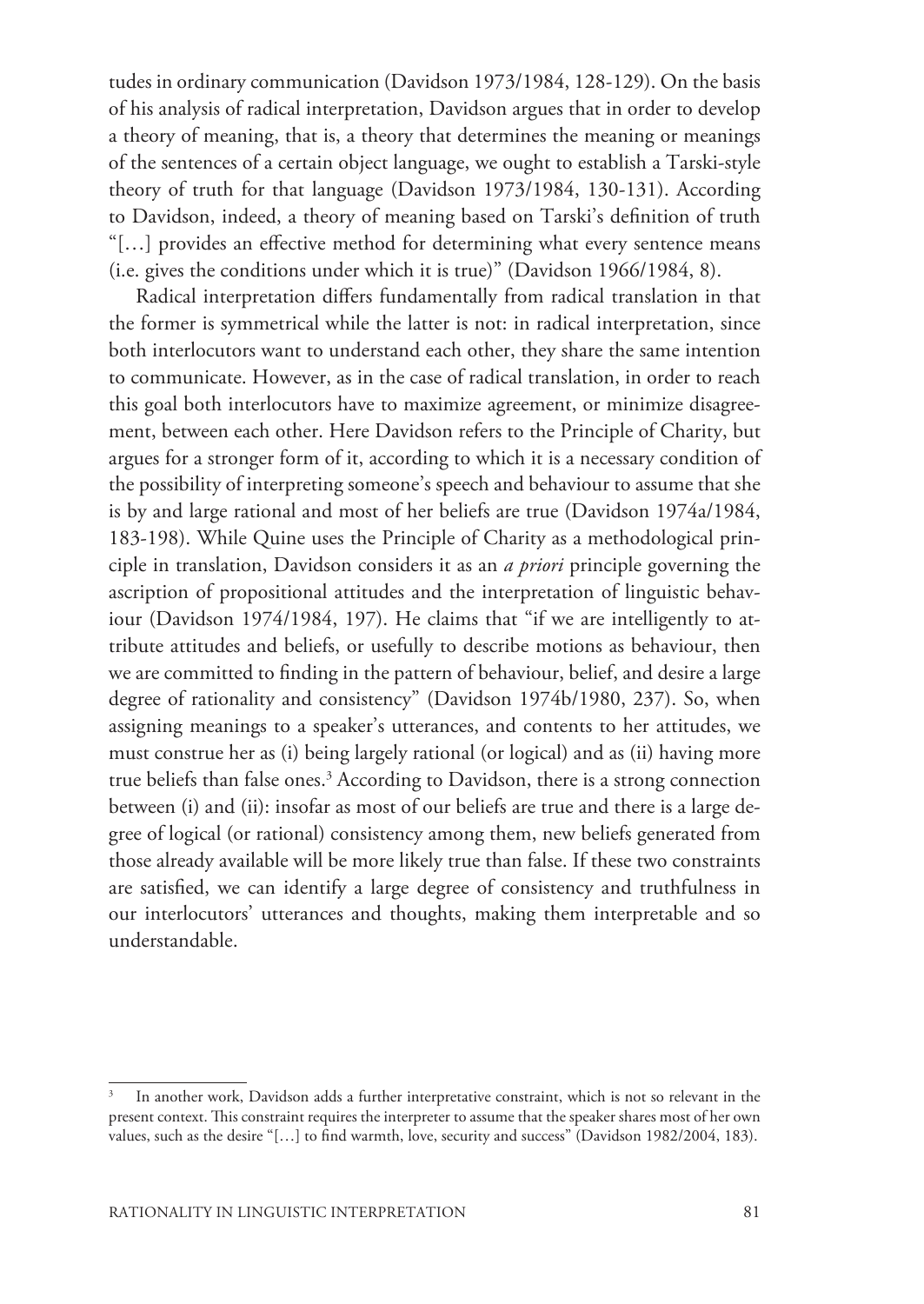tudes in ordinary communication (Davidson 1973/1984, 128-129). On the basis of his analysis of radical interpretation, Davidson argues that in order to develop a theory of meaning, that is, a theory that determines the meaning or meanings of the sentences of a certain object language, we ought to establish a Tarski-style theory of truth for that language (Davidson 1973/1984, 130-131). According to Davidson, indeed, a theory of meaning based on Tarski's definition of truth "[…] provides an effective method for determining what every sentence means (i.e. gives the conditions under which it is true)" (Davidson 1966/1984, 8).

Radical interpretation differs fundamentally from radical translation in that the former is symmetrical while the latter is not: in radical interpretation, since both interlocutors want to understand each other, they share the same intention to communicate. However, as in the case of radical translation, in order to reach this goal both interlocutors have to maximize agreement, or minimize disagreement, between each other. Here Davidson refers to the Principle of Charity, but argues for a stronger form of it, according to which it is a necessary condition of the possibility of interpreting someone's speech and behaviour to assume that she is by and large rational and most of her beliefs are true (Davidson 1974a/1984, 183-198). While Quine uses the Principle of Charity as a methodological principle in translation, Davidson considers it as an *a priori* principle governing the ascription of propositional attitudes and the interpretation of linguistic behaviour (Davidson 1974/1984, 197). He claims that "if we are intelligently to attribute attitudes and beliefs, or usefully to describe motions as behaviour, then we are committed to finding in the pattern of behaviour, belief, and desire a large degree of rationality and consistency" (Davidson 1974b/1980, 237). So, when assigning meanings to a speaker's utterances, and contents to her attitudes, we must construe her as (i) being largely rational (or logical) and as (ii) having more true beliefs than false ones.[3] According to Davidson, there is a strong connection between (i) and (ii): insofar as most of our beliefs are true and there is a large degree of logical (or rational) consistency among them, new beliefs generated from those already available will be more likely true than false. If these two constraints are satisfied, we can identify a large degree of consistency and truthfulness in our interlocutors' utterances and thoughts, making them interpretable and so understandable.

[3] In another work, Davidson adds a further interpretative constraint, which is not so relevant in the present context. This constraint requires the interpreter to assume that the speaker shares most of her own values, such as the desire "[…] to find warmth, love, security and success" (Davidson 1982/2004, 183).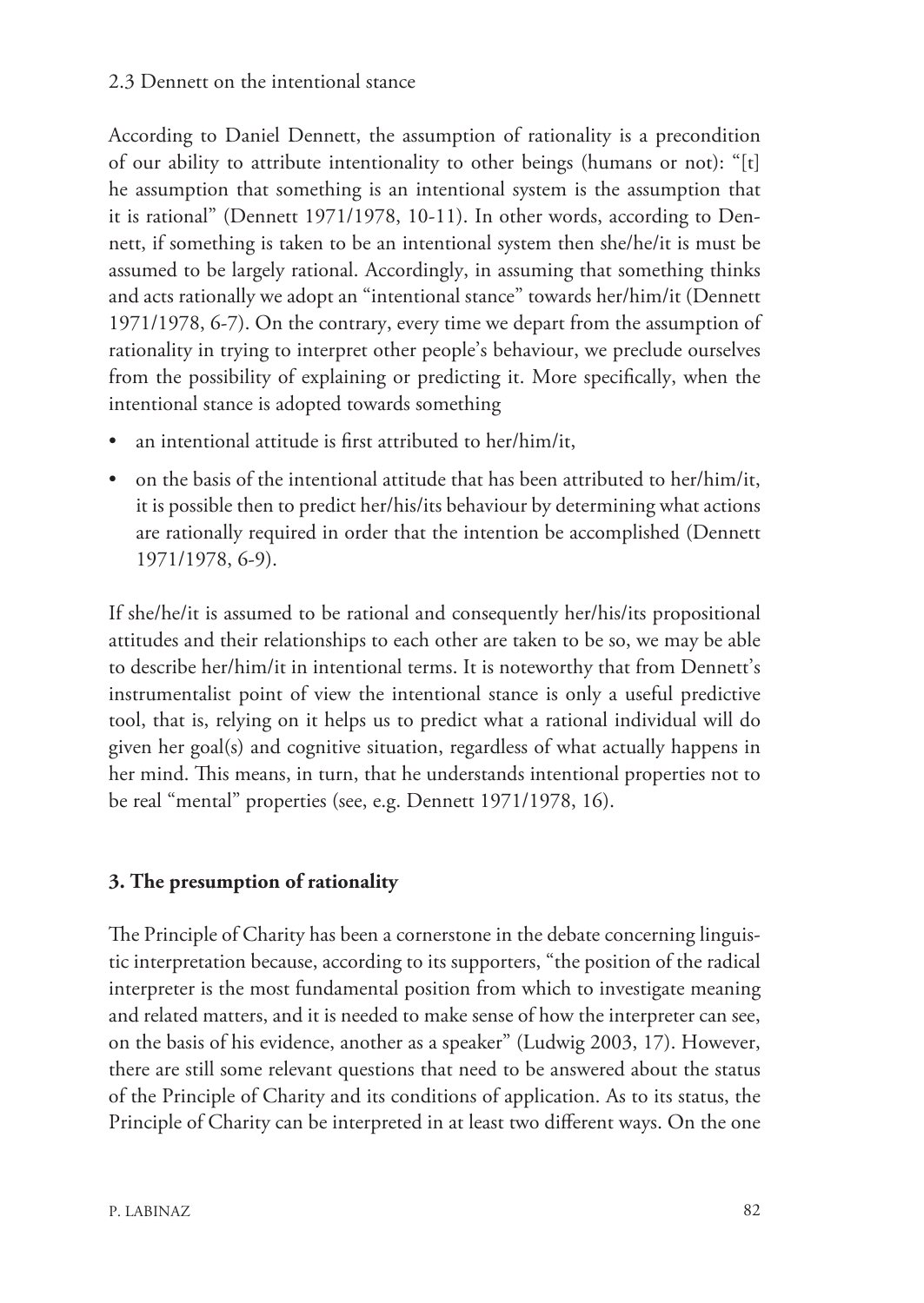### 2.3 Dennett on the intentional stance

According to Daniel Dennett, the assumption of rationality is a precondition of our ability to attribute intentionality to other beings (humans or not): "[t]he assumption that something is an intentional system is the assumption that it is rational" (Dennett 1971/1978, 10-11). In other words, according to Dennett, if something is taken to be an intentional system then she/he/it is must be assumed to be largely rational. Accordingly, in assuming that something thinks and acts rationally we adopt an "intentional stance" towards her/him/it (Dennett 1971/1978, 6-7). On the contrary, every time we depart from the assumption of rationality in trying to interpret other people's behaviour, we preclude ourselves from the possibility of explaining or predicting it. More specifically, when the intentional stance is adopted towards something

- an intentional attitude is first attributed to her/him/it,
- on the basis of the intentional attitude that has been attributed to her/him/it, it is possible then to predict her/his/its behaviour by determining what actions are rationally required in order that the intention be accomplished (Dennett 1971/1978, 6-9).

If she/he/it is assumed to be rational and consequently her/his/its propositional attitudes and their relationships to each other are taken to be so, we may be able to describe her/him/it in intentional terms. It is noteworthy that from Dennett's instrumentalist point of view the intentional stance is only a useful predictive tool, that is, relying on it helps us to predict what a rational individual will do given her goal(s) and cognitive situation, regardless of what actually happens in her mind. This means, in turn, that he understands intentional properties not to be real "mental" properties (see, e.g. Dennett 1971/1978, 16).

## 3. The presumption of rationality

The Principle of Charity has been a cornerstone in the debate concerning linguistic interpretation because, according to its supporters, "the position of the radical interpreter is the most fundamental position from which to investigate meaning and related matters, and it is needed to make sense of how the interpreter can see, on the basis of his evidence, another as a speaker" (Ludwig 2003, 17). However, there are still some relevant questions that need to be answered about the status of the Principle of Charity and its conditions of application. As to its status, the Principle of Charity can be interpreted in at least two different ways. On the one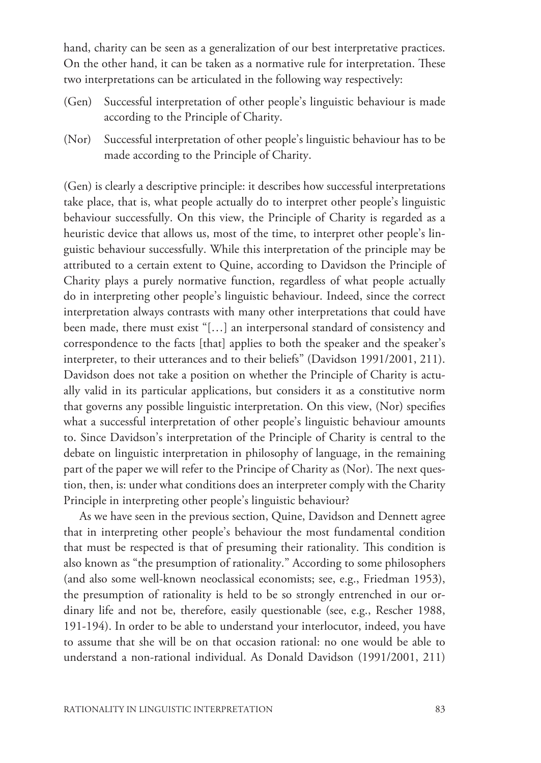hand, charity can be seen as a generalization of our best interpretative practices. On the other hand, it can be taken as a normative rule for interpretation. These two interpretations can be articulated in the following way respectively:

(Gen) Successful interpretation of other people's linguistic behaviour is made according to the Principle of Charity.

(Nor) Successful interpretation of other people's linguistic behaviour has to be made according to the Principle of Charity.

(Gen) is clearly a descriptive principle: it describes how successful interpretations take place, that is, what people actually do to interpret other people's linguistic behaviour successfully. On this view, the Principle of Charity is regarded as a heuristic device that allows us, most of the time, to interpret other people's linguistic behaviour successfully. While this interpretation of the principle may be attributed to a certain extent to Quine, according to Davidson the Principle of Charity plays a purely normative function, regardless of what people actually do in interpreting other people's linguistic behaviour. Indeed, since the correct interpretation always contrasts with many other interpretations that could have been made, there must exist "[…] an interpersonal standard of consistency and correspondence to the facts [that] applies to both the speaker and the speaker's interpreter, to their utterances and to their beliefs" (Davidson 1991/2001, 211). Davidson does not take a position on whether the Principle of Charity is actually valid in its particular applications, but considers it as a constitutive norm that governs any possible linguistic interpretation. On this view, (Nor) specifies what a successful interpretation of other people's linguistic behaviour amounts to. Since Davidson's interpretation of the Principle of Charity is central to the debate on linguistic interpretation in philosophy of language, in the remaining part of the paper we will refer to the Principe of Charity as (Nor). The next question, then, is: under what conditions does an interpreter comply with the Charity Principle in interpreting other people's linguistic behaviour?

As we have seen in the previous section, Quine, Davidson and Dennett agree that in interpreting other people's behaviour the most fundamental condition that must be respected is that of presuming their rationality. This condition is also known as "the presumption of rationality." According to some philosophers (and also some well-known neoclassical economists; see, e.g., Friedman 1953), the presumption of rationality is held to be so strongly entrenched in our ordinary life and not be, therefore, easily questionable (see, e.g., Rescher 1988, 191-194). In order to be able to understand your interlocutor, indeed, you have to assume that she will be on that occasion rational: no one would be able to understand a non-rational individual. As Donald Davidson (1991/2001, 211)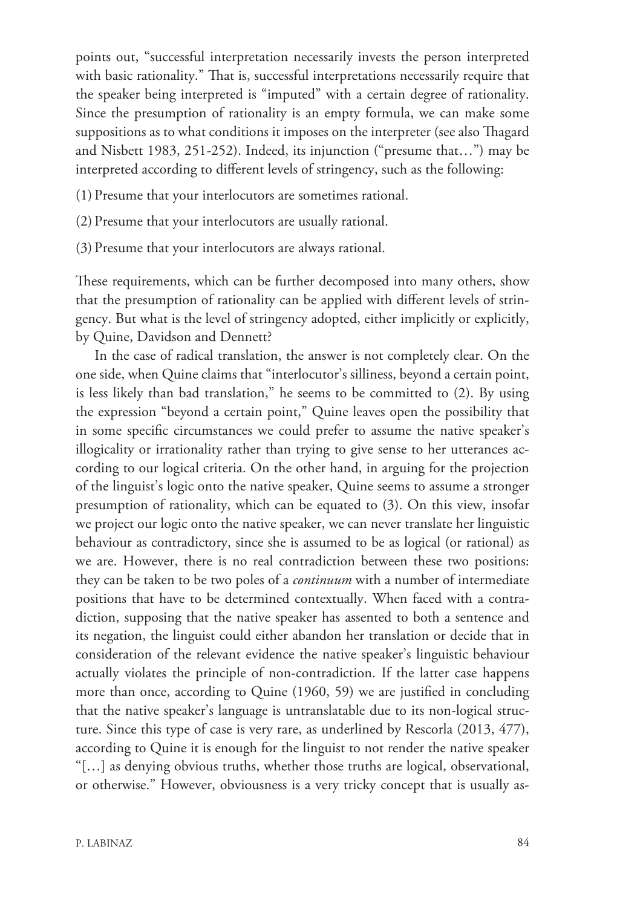points out, "successful interpretation necessarily invests the person interpreted with basic rationality." That is, successful interpretations necessarily require that the speaker being interpreted is "imputed" with a certain degree of rationality. Since the presumption of rationality is an empty formula, we can make some suppositions as to what conditions it imposes on the interpreter (see also Thagard and Nisbett 1983, 251-252). Indeed, its injunction ("presume that…") may be interpreted according to different levels of stringency, such as the following:

(1) Presume that your interlocutors are sometimes rational.

(2) Presume that your interlocutors are usually rational.

(3) Presume that your interlocutors are always rational.

These requirements, which can be further decomposed into many others, show that the presumption of rationality can be applied with different levels of stringency. But what is the level of stringency adopted, either implicitly or explicitly, by Quine, Davidson and Dennett?

In the case of radical translation, the answer is not completely clear. On the one side, when Quine claims that "interlocutor's silliness, beyond a certain point, is less likely than bad translation," he seems to be committed to (2). By using the expression "beyond a certain point," Quine leaves open the possibility that in some specific circumstances we could prefer to assume the native speaker's illogicality or irrationality rather than trying to give sense to her utterances according to our logical criteria. On the other hand, in arguing for the projection of the linguist's logic onto the native speaker, Quine seems to assume a stronger presumption of rationality, which can be equated to (3). On this view, insofar we project our logic onto the native speaker, we can never translate her linguistic behaviour as contradictory, since she is assumed to be as logical (or rational) as we are. However, there is no real contradiction between these two positions: they can be taken to be two poles of a *continuum* with a number of intermediate positions that have to be determined contextually. When faced with a contradiction, supposing that the native speaker has assented to both a sentence and its negation, the linguist could either abandon her translation or decide that in consideration of the relevant evidence the native speaker's linguistic behaviour actually violates the principle of non-contradiction. If the latter case happens more than once, according to Quine (1960, 59) we are justified in concluding that the native speaker's language is untranslatable due to its non-logical structure. Since this type of case is very rare, as underlined by Rescorla (2013, 477), according to Quine it is enough for the linguist to not render the native speaker "[…] as denying obvious truths, whether those truths are logical, observational, or otherwise." However, obviousness is a very tricky concept that is usually as-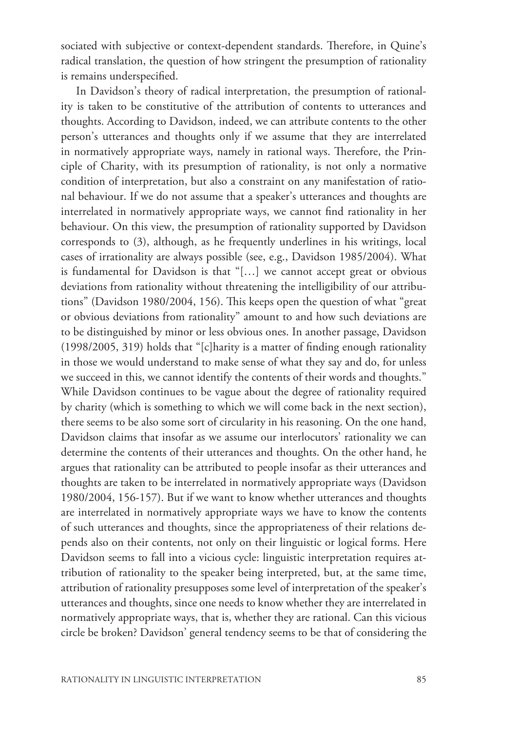sociated with subjective or context-dependent standards. Therefore, in Quine's radical translation, the question of how stringent the presumption of rationality is remains underspecified.

In Davidson's theory of radical interpretation, the presumption of rationality is taken to be constitutive of the attribution of contents to utterances and thoughts. According to Davidson, indeed, we can attribute contents to the other person's utterances and thoughts only if we assume that they are interrelated in normatively appropriate ways, namely in rational ways. Therefore, the Principle of Charity, with its presumption of rationality, is not only a normative condition of interpretation, but also a constraint on any manifestation of rational behaviour. If we do not assume that a speaker's utterances and thoughts are interrelated in normatively appropriate ways, we cannot find rationality in her behaviour. On this view, the presumption of rationality supported by Davidson corresponds to (3), although, as he frequently underlines in his writings, local cases of irrationality are always possible (see, e.g., Davidson 1985/2004). What is fundamental for Davidson is that "[…] we cannot accept great or obvious deviations from rationality without threatening the intelligibility of our attributions" (Davidson 1980/2004, 156). This keeps open the question of what "great or obvious deviations from rationality" amount to and how such deviations are to be distinguished by minor or less obvious ones. In another passage, Davidson (1998/2005, 319) holds that "[c]harity is a matter of finding enough rationality in those we would understand to make sense of what they say and do, for unless we succeed in this, we cannot identify the contents of their words and thoughts." While Davidson continues to be vague about the degree of rationality required by charity (which is something to which we will come back in the next section), there seems to be also some sort of circularity in his reasoning. On the one hand, Davidson claims that insofar as we assume our interlocutors' rationality we can determine the contents of their utterances and thoughts. On the other hand, he argues that rationality can be attributed to people insofar as their utterances and thoughts are taken to be interrelated in normatively appropriate ways (Davidson 1980/2004, 156-157). But if we want to know whether utterances and thoughts are interrelated in normatively appropriate ways we have to know the contents of such utterances and thoughts, since the appropriateness of their relations depends also on their contents, not only on their linguistic or logical forms. Here Davidson seems to fall into a vicious cycle: linguistic interpretation requires attribution of rationality to the speaker being interpreted, but, at the same time, attribution of rationality presupposes some level of interpretation of the speaker's utterances and thoughts, since one needs to know whether they are interrelated in normatively appropriate ways, that is, whether they are rational. Can this vicious circle be broken? Davidson' general tendency seems to be that of considering the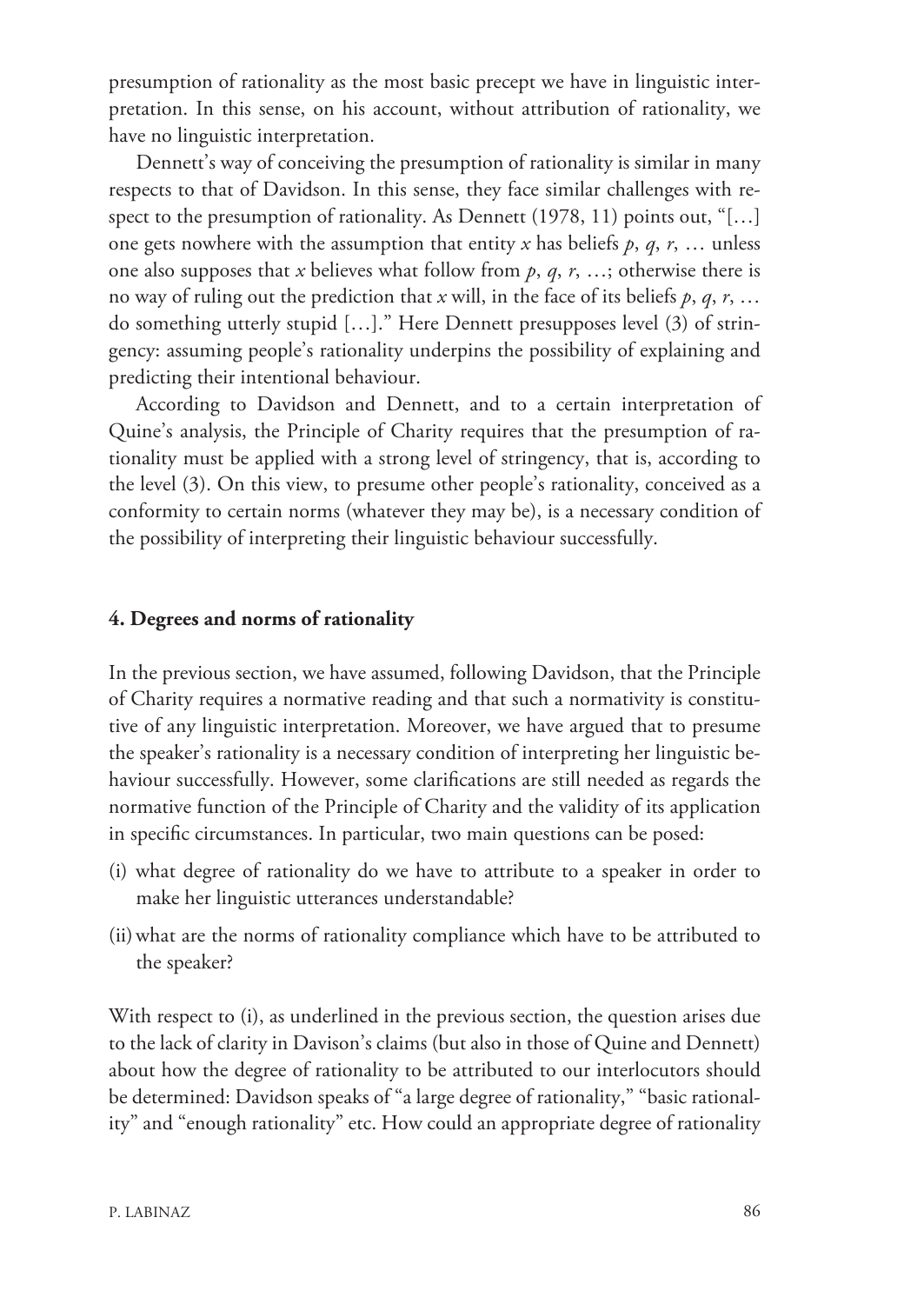presumption of rationality as the most basic precept we have in linguistic interpretation. In this sense, on his account, without attribution of rationality, we have no linguistic interpretation.

Dennett's way of conceiving the presumption of rationality is similar in many respects to that of Davidson. In this sense, they face similar challenges with respect to the presumption of rationality. As Dennett (1978, 11) points out, "[…] one gets nowhere with the assumption that entity *x* has beliefs *p*, *q*, *r*, … unless one also supposes that *x* believes what follow from *p*, *q*, *r*, …; otherwise there is no way of ruling out the prediction that *x* will, in the face of its beliefs *p*, *q*, *r*, … do something utterly stupid […]." Here Dennett presupposes level (3) of stringency: assuming people's rationality underpins the possibility of explaining and predicting their intentional behaviour.

According to Davidson and Dennett, and to a certain interpretation of Quine's analysis, the Principle of Charity requires that the presumption of rationality must be applied with a strong level of stringency, that is, according to the level (3). On this view, to presume other people's rationality, conceived as a conformity to certain norms (whatever they may be), is a necessary condition of the possibility of interpreting their linguistic behaviour successfully.

## 4. Degrees and norms of rationality

In the previous section, we have assumed, following Davidson, that the Principle of Charity requires a normative reading and that such a normativity is constitutive of any linguistic interpretation. Moreover, we have argued that to presume the speaker's rationality is a necessary condition of interpreting her linguistic behaviour successfully. However, some clarifications are still needed as regards the normative function of the Principle of Charity and the validity of its application in specific circumstances. In particular, two main questions can be posed:

(i) what degree of rationality do we have to attribute to a speaker in order to make her linguistic utterances understandable?

(ii) what are the norms of rationality compliance which have to be attributed to the speaker?

With respect to (i), as underlined in the previous section, the question arises due to the lack of clarity in Davison's claims (but also in those of Quine and Dennett) about how the degree of rationality to be attributed to our interlocutors should be determined: Davidson speaks of "a large degree of rationality," "basic rationality" and "enough rationality" etc. How could an appropriate degree of rationality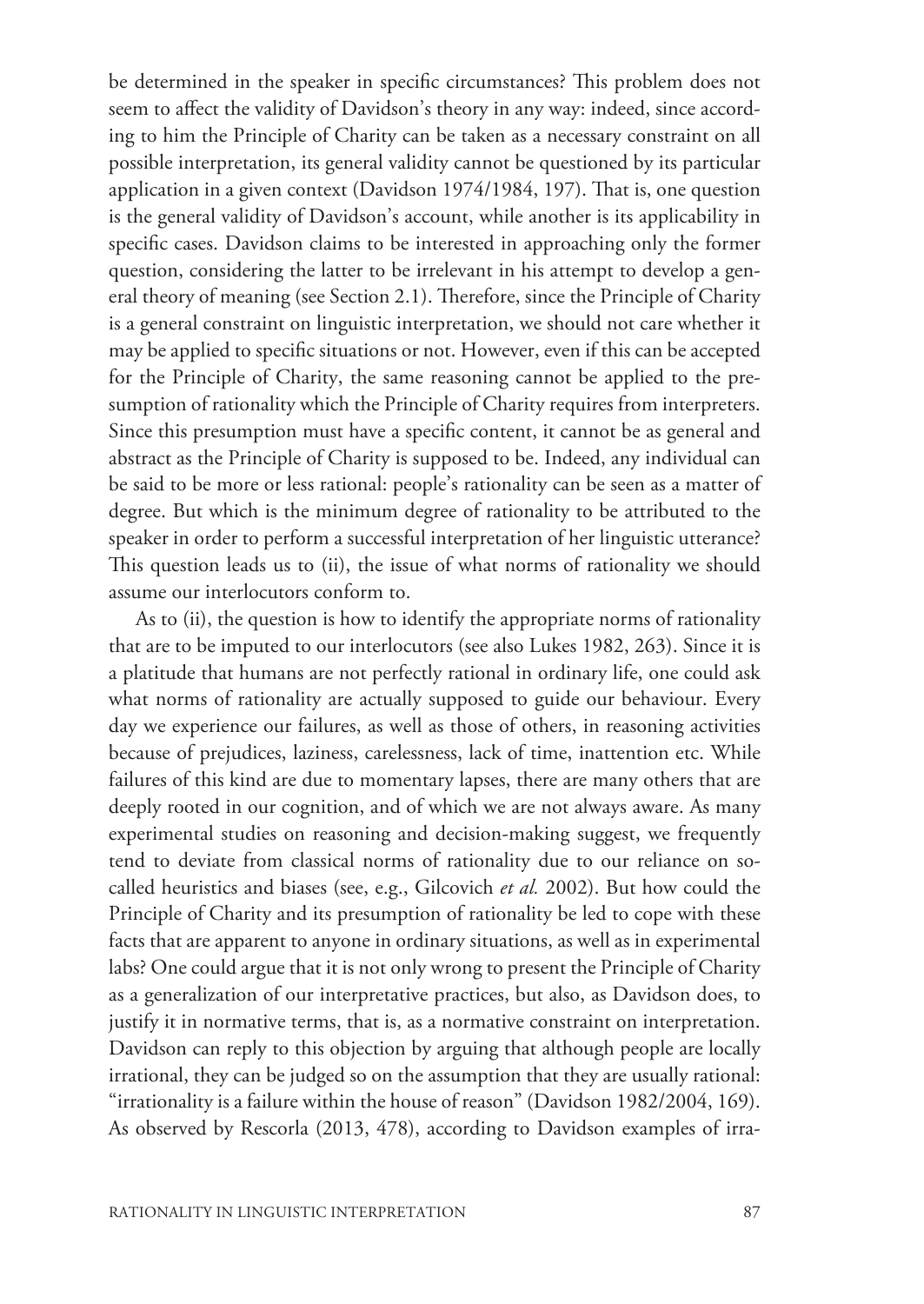be determined in the speaker in specific circumstances? This problem does not seem to affect the validity of Davidson's theory in any way: indeed, since according to him the Principle of Charity can be taken as a necessary constraint on all possible interpretation, its general validity cannot be questioned by its particular application in a given context (Davidson 1974/1984, 197). That is, one question is the general validity of Davidson's account, while another is its applicability in specific cases. Davidson claims to be interested in approaching only the former question, considering the latter to be irrelevant in his attempt to develop a general theory of meaning (see Section 2.1). Therefore, since the Principle of Charity is a general constraint on linguistic interpretation, we should not care whether it may be applied to specific situations or not. However, even if this can be accepted for the Principle of Charity, the same reasoning cannot be applied to the presumption of rationality which the Principle of Charity requires from interpreters. Since this presumption must have a specific content, it cannot be as general and abstract as the Principle of Charity is supposed to be. Indeed, any individual can be said to be more or less rational: people's rationality can be seen as a matter of degree. But which is the minimum degree of rationality to be attributed to the speaker in order to perform a successful interpretation of her linguistic utterance? This question leads us to (ii), the issue of what norms of rationality we should assume our interlocutors conform to.

As to (ii), the question is how to identify the appropriate norms of rationality that are to be imputed to our interlocutors (see also Lukes 1982, 263). Since it is a platitude that humans are not perfectly rational in ordinary life, one could ask what norms of rationality are actually supposed to guide our behaviour. Every day we experience our failures, as well as those of others, in reasoning activities because of prejudices, laziness, carelessness, lack of time, inattention etc. While failures of this kind are due to momentary lapses, there are many others that are deeply rooted in our cognition, and of which we are not always aware. As many experimental studies on reasoning and decision-making suggest, we frequently tend to deviate from classical norms of rationality due to our reliance on so-called heuristics and biases (see, e.g., Gilcovich *et al.* 2002). But how could the Principle of Charity and its presumption of rationality be led to cope with these facts that are apparent to anyone in ordinary situations, as well as in experimental labs? One could argue that it is not only wrong to present the Principle of Charity as a generalization of our interpretative practices, but also, as Davidson does, to justify it in normative terms, that is, as a normative constraint on interpretation. Davidson can reply to this objection by arguing that although people are locally irrational, they can be judged so on the assumption that they are usually rational: "irrationality is a failure within the house of reason" (Davidson 1982/2004, 169). As observed by Rescorla (2013, 478), according to Davidson examples of irra-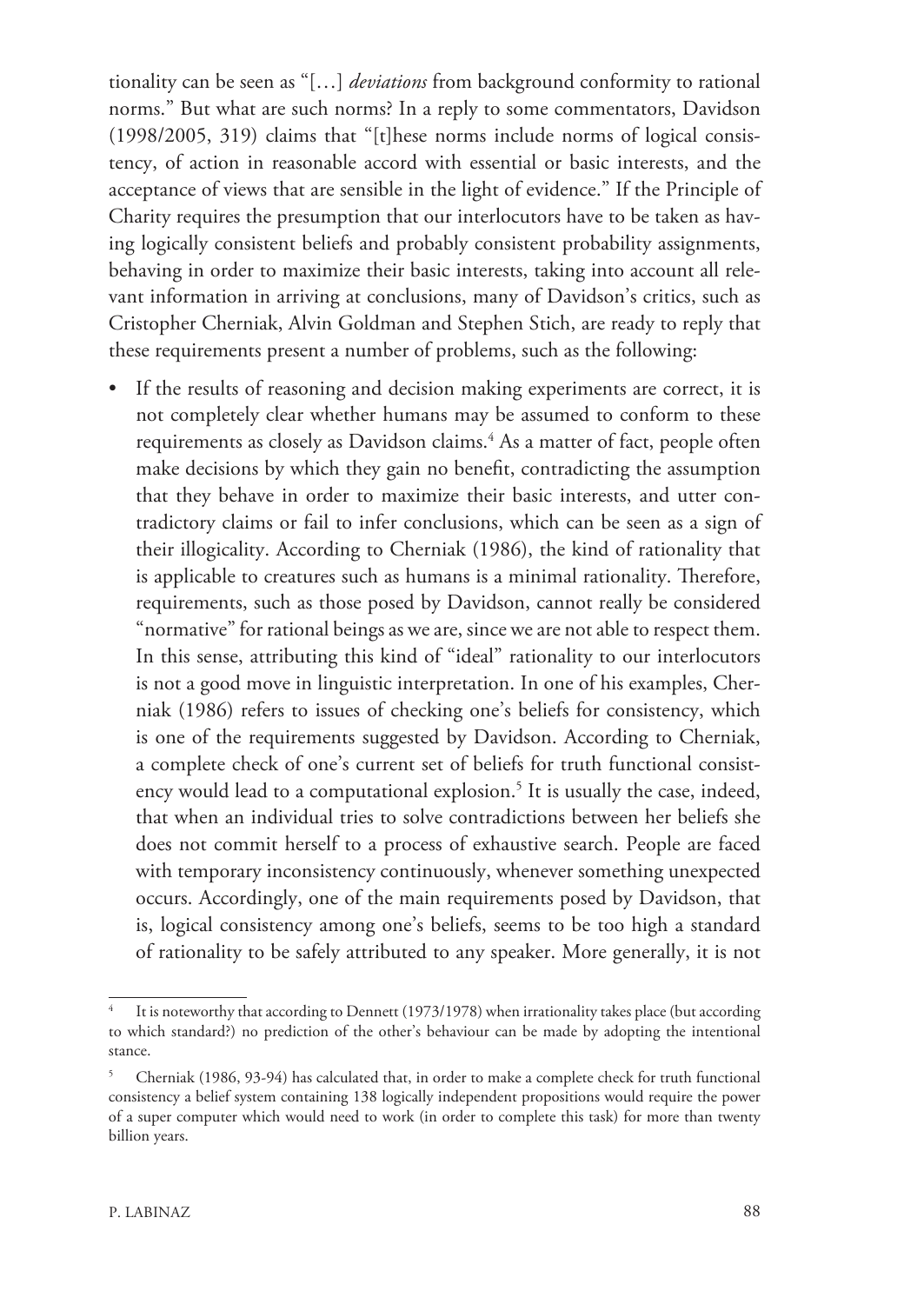tionality can be seen as "[…] *deviations* from background conformity to rational norms." But what are such norms? In a reply to some commentators, Davidson (1998/2005, 319) claims that "[t]hese norms include norms of logical consistency, of action in reasonable accord with essential or basic interests, and the acceptance of views that are sensible in the light of evidence." If the Principle of Charity requires the presumption that our interlocutors have to be taken as having logically consistent beliefs and probably consistent probability assignments, behaving in order to maximize their basic interests, taking into account all relevant information in arriving at conclusions, many of Davidson's critics, such as Cristopher Cherniak, Alvin Goldman and Stephen Stich, are ready to reply that these requirements present a number of problems, such as the following:

- If the results of reasoning and decision making experiments are correct, it is not completely clear whether humans may be assumed to conform to these requirements as closely as Davidson claims.[4] As a matter of fact, people often make decisions by which they gain no benefit, contradicting the assumption that they behave in order to maximize their basic interests, and utter contradictory claims or fail to infer conclusions, which can be seen as a sign of their illogicality. According to Cherniak (1986), the kind of rationality that is applicable to creatures such as humans is a minimal rationality. Therefore, requirements, such as those posed by Davidson, cannot really be considered "normative" for rational beings as we are, since we are not able to respect them. In this sense, attributing this kind of "ideal" rationality to our interlocutors is not a good move in linguistic interpretation. In one of his examples, Cherniak (1986) refers to issues of checking one's beliefs for consistency, which is one of the requirements suggested by Davidson. According to Cherniak, a complete check of one's current set of beliefs for truth functional consistency would lead to a computational explosion.[5] It is usually the case, indeed, that when an individual tries to solve contradictions between her beliefs she does not commit herself to a process of exhaustive search. People are faced with temporary inconsistency continuously, whenever something unexpected occurs. Accordingly, one of the main requirements posed by Davidson, that is, logical consistency among one's beliefs, seems to be too high a standard of rationality to be safely attributed to any speaker. More generally, it is not

---

[4] It is noteworthy that according to Dennett (1973/1978) when irrationality takes place (but according to which standard?) no prediction of the other's behaviour can be made by adopting the intentional stance.

[5] Cherniak (1986, 93-94) has calculated that, in order to make a complete check for truth functional consistency a belief system containing 138 logically independent propositions would require the power of a super computer which would need to work (in order to complete this task) for more than twenty billion years.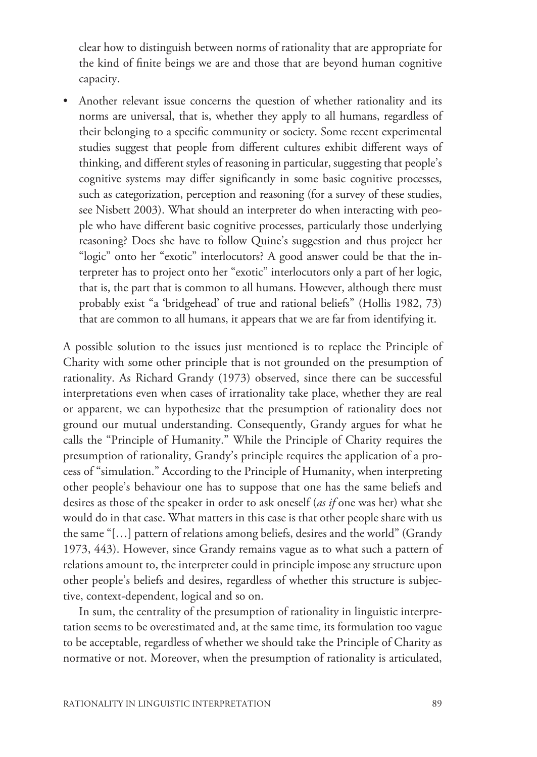clear how to distinguish between norms of rationality that are appropriate for the kind of finite beings we are and those that are beyond human cognitive capacity.

- Another relevant issue concerns the question of whether rationality and its norms are universal, that is, whether they apply to all humans, regardless of their belonging to a specific community or society. Some recent experimental studies suggest that people from different cultures exhibit different ways of thinking, and different styles of reasoning in particular, suggesting that people's cognitive systems may differ significantly in some basic cognitive processes, such as categorization, perception and reasoning (for a survey of these studies, see Nisbett 2003). What should an interpreter do when interacting with people who have different basic cognitive processes, particularly those underlying reasoning? Does she have to follow Quine's suggestion and thus project her "logic" onto her "exotic" interlocutors? A good answer could be that the interpreter has to project onto her "exotic" interlocutors only a part of her logic, that is, the part that is common to all humans. However, although there must probably exist "a 'bridgehead' of true and rational beliefs" (Hollis 1982, 73) that are common to all humans, it appears that we are far from identifying it.

A possible solution to the issues just mentioned is to replace the Principle of Charity with some other principle that is not grounded on the presumption of rationality. As Richard Grandy (1973) observed, since there can be successful interpretations even when cases of irrationality take place, whether they are real or apparent, we can hypothesize that the presumption of rationality does not ground our mutual understanding. Consequently, Grandy argues for what he calls the "Principle of Humanity." While the Principle of Charity requires the presumption of rationality, Grandy's principle requires the application of a process of "simulation." According to the Principle of Humanity, when interpreting other people's behaviour one has to suppose that one has the same beliefs and desires as those of the speaker in order to ask oneself (*as if* one was her) what she would do in that case. What matters in this case is that other people share with us the same "[…] pattern of relations among beliefs, desires and the world" (Grandy 1973, 443). However, since Grandy remains vague as to what such a pattern of relations amount to, the interpreter could in principle impose any structure upon other people's beliefs and desires, regardless of whether this structure is subjective, context-dependent, logical and so on.

In sum, the centrality of the presumption of rationality in linguistic interpretation seems to be overestimated and, at the same time, its formulation too vague to be acceptable, regardless of whether we should take the Principle of Charity as normative or not. Moreover, when the presumption of rationality is articulated,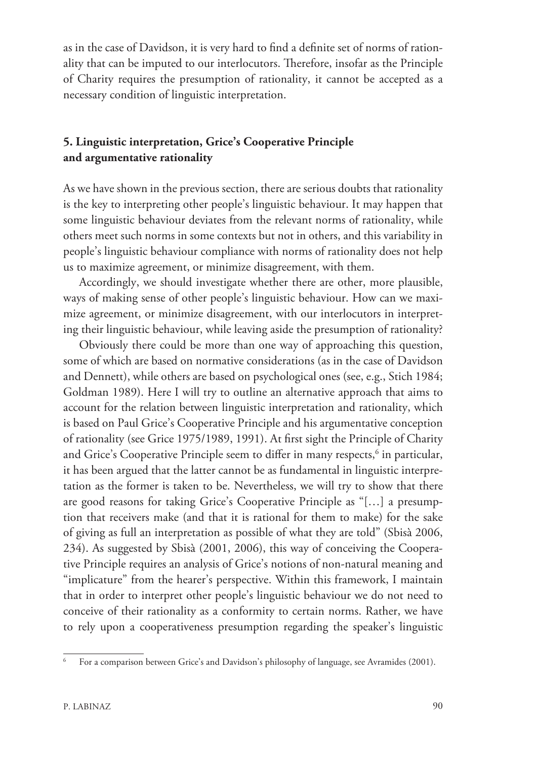as in the case of Davidson, it is very hard to find a definite set of norms of rationality that can be imputed to our interlocutors. Therefore, insofar as the Principle of Charity requires the presumption of rationality, it cannot be accepted as a necessary condition of linguistic interpretation.

## 5. Linguistic interpretation, Grice's Cooperative Principle and argumentative rationality

As we have shown in the previous section, there are serious doubts that rationality is the key to interpreting other people's linguistic behaviour. It may happen that some linguistic behaviour deviates from the relevant norms of rationality, while others meet such norms in some contexts but not in others, and this variability in people's linguistic behaviour compliance with norms of rationality does not help us to maximize agreement, or minimize disagreement, with them.

Accordingly, we should investigate whether there are other, more plausible, ways of making sense of other people's linguistic behaviour. How can we maximize agreement, or minimize disagreement, with our interlocutors in interpreting their linguistic behaviour, while leaving aside the presumption of rationality?

Obviously there could be more than one way of approaching this question, some of which are based on normative considerations (as in the case of Davidson and Dennett), while others are based on psychological ones (see, e.g., Stich 1984; Goldman 1989). Here I will try to outline an alternative approach that aims to account for the relation between linguistic interpretation and rationality, which is based on Paul Grice's Cooperative Principle and his argumentative conception of rationality (see Grice 1975/1989, 1991). At first sight the Principle of Charity and Grice's Cooperative Principle seem to differ in many respects,[6] in particular, it has been argued that the latter cannot be as fundamental in linguistic interpretation as the former is taken to be. Nevertheless, we will try to show that there are good reasons for taking Grice's Cooperative Principle as "[…] a presumption that receivers make (and that it is rational for them to make) for the sake of giving as full an interpretation as possible of what they are told" (Sbisà 2006, 234). As suggested by Sbisà (2001, 2006), this way of conceiving the Cooperative Principle requires an analysis of Grice's notions of non-natural meaning and "implicature" from the hearer's perspective. Within this framework, I maintain that in order to interpret other people's linguistic behaviour we do not need to conceive of their rationality as a conformity to certain norms. Rather, we have to rely upon a cooperativeness presumption regarding the speaker's linguistic

[6] For a comparison between Grice's and Davidson's philosophy of language, see Avramides (2001).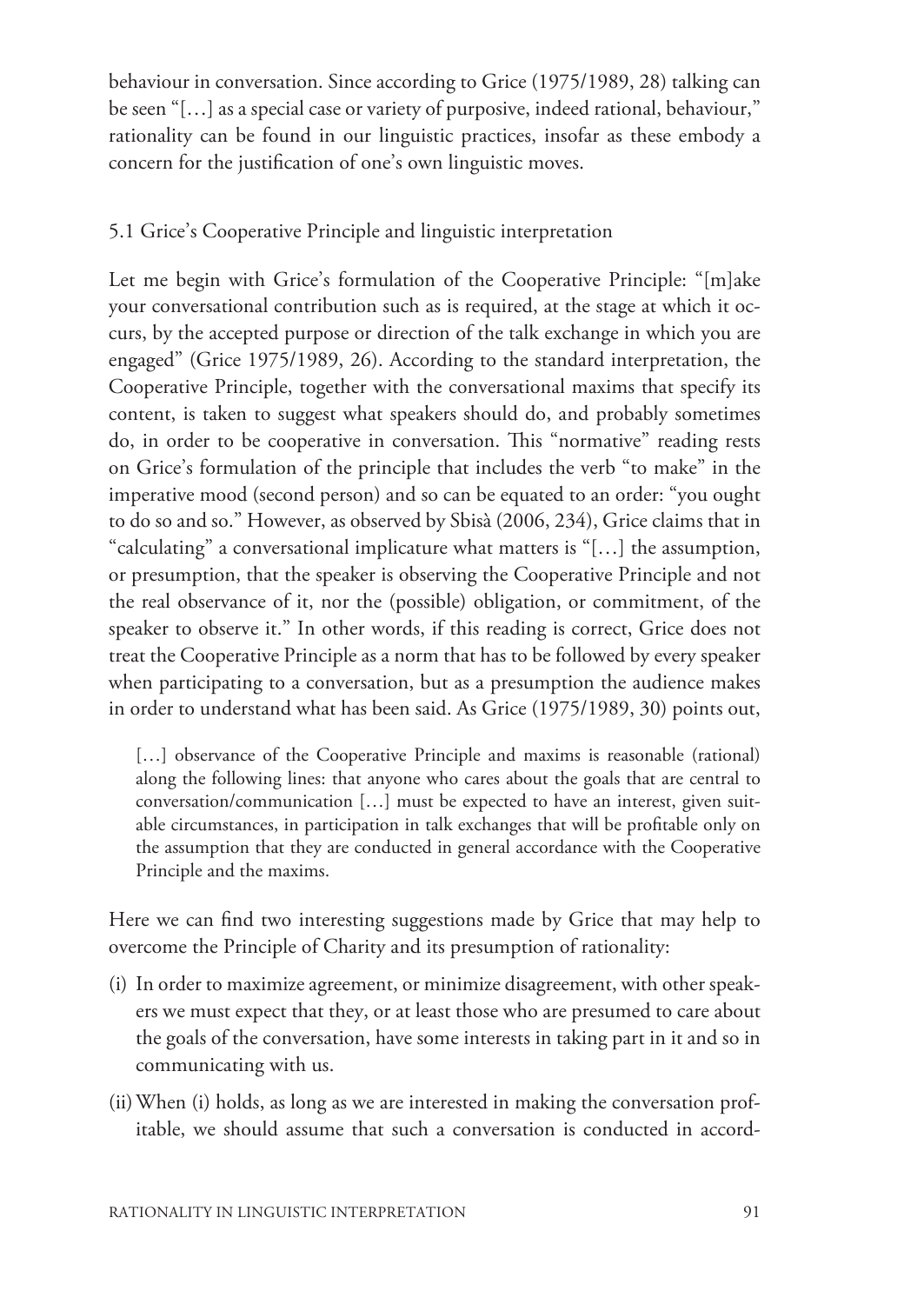behaviour in conversation. Since according to Grice (1975/1989, 28) talking can be seen "[…] as a special case or variety of purposive, indeed rational, behaviour," rationality can be found in our linguistic practices, insofar as these embody a concern for the justification of one's own linguistic moves.

### 5.1 Grice's Cooperative Principle and linguistic interpretation

Let me begin with Grice's formulation of the Cooperative Principle: "[m]ake your conversational contribution such as is required, at the stage at which it occurs, by the accepted purpose or direction of the talk exchange in which you are engaged" (Grice 1975/1989, 26). According to the standard interpretation, the Cooperative Principle, together with the conversational maxims that specify its content, is taken to suggest what speakers should do, and probably sometimes do, in order to be cooperative in conversation. This "normative" reading rests on Grice's formulation of the principle that includes the verb "to make" in the imperative mood (second person) and so can be equated to an order: "you ought to do so and so." However, as observed by Sbisà (2006, 234), Grice claims that in "calculating" a conversational implicature what matters is "[…] the assumption, or presumption, that the speaker is observing the Cooperative Principle and not the real observance of it, nor the (possible) obligation, or commitment, of the speaker to observe it." In other words, if this reading is correct, Grice does not treat the Cooperative Principle as a norm that has to be followed by every speaker when participating to a conversation, but as a presumption the audience makes in order to understand what has been said. As Grice (1975/1989, 30) points out,

> […] observance of the Cooperative Principle and maxims is reasonable (rational) along the following lines: that anyone who cares about the goals that are central to conversation/communication […] must be expected to have an interest, given suitable circumstances, in participation in talk exchanges that will be profitable only on the assumption that they are conducted in general accordance with the Cooperative Principle and the maxims.

Here we can find two interesting suggestions made by Grice that may help to overcome the Principle of Charity and its presumption of rationality:

(i) In order to maximize agreement, or minimize disagreement, with other speakers we must expect that they, or at least those who are presumed to care about the goals of the conversation, have some interests in taking part in it and so in communicating with us.

(ii) When (i) holds, as long as we are interested in making the conversation profitable, we should assume that such a conversation is conducted in accord-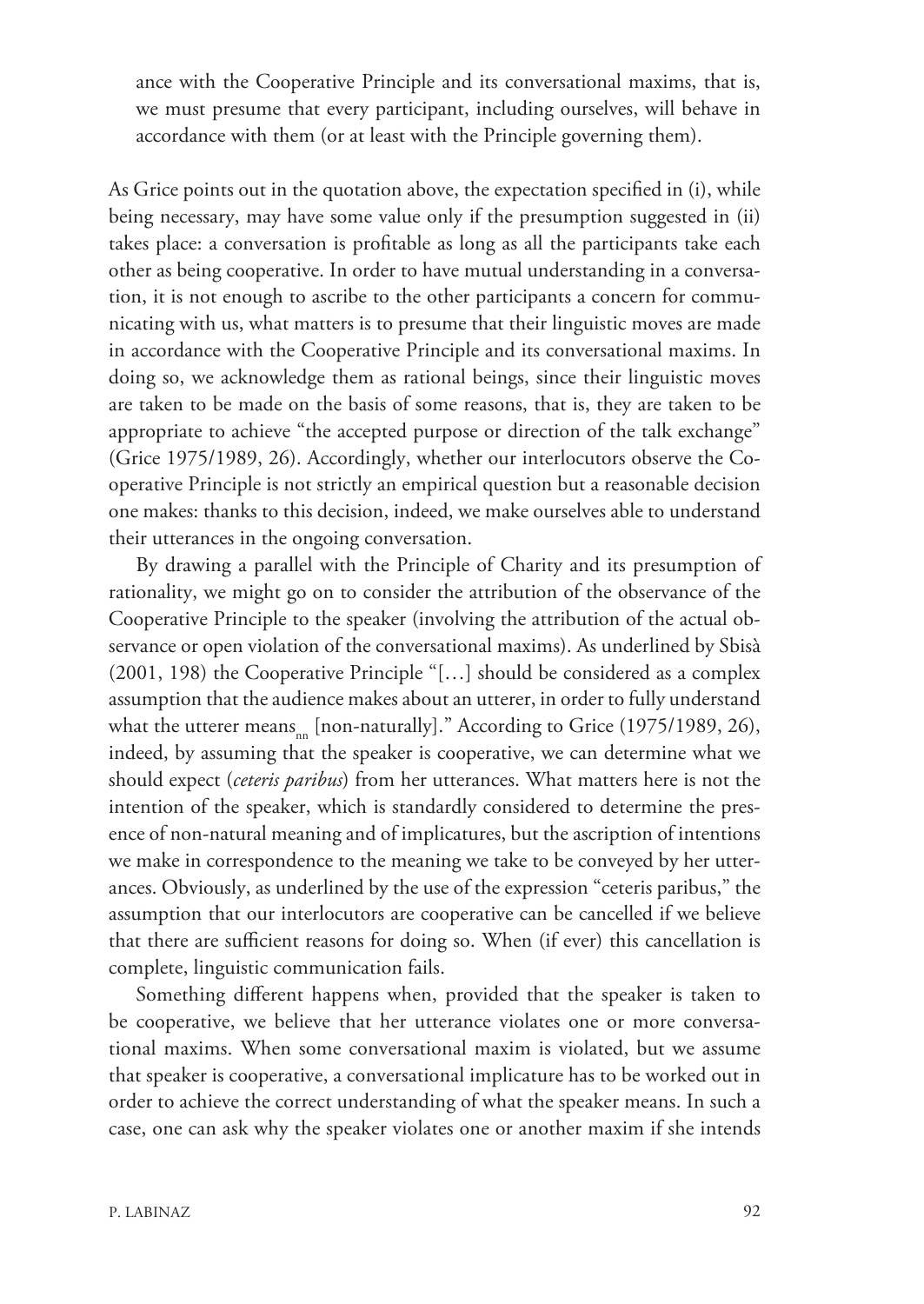ance with the Cooperative Principle and its conversational maxims, that is, we must presume that every participant, including ourselves, will behave in accordance with them (or at least with the Principle governing them).

As Grice points out in the quotation above, the expectation specified in (i), while being necessary, may have some value only if the presumption suggested in (ii) takes place: a conversation is profitable as long as all the participants take each other as being cooperative. In order to have mutual understanding in a conversation, it is not enough to ascribe to the other participants a concern for communicating with us, what matters is to presume that their linguistic moves are made in accordance with the Cooperative Principle and its conversational maxims. In doing so, we acknowledge them as rational beings, since their linguistic moves are taken to be made on the basis of some reasons, that is, they are taken to be appropriate to achieve "the accepted purpose or direction of the talk exchange" (Grice 1975/1989, 26). Accordingly, whether our interlocutors observe the Cooperative Principle is not strictly an empirical question but a reasonable decision one makes: thanks to this decision, indeed, we make ourselves able to understand their utterances in the ongoing conversation.

By drawing a parallel with the Principle of Charity and its presumption of rationality, we might go on to consider the attribution of the observance of the Cooperative Principle to the speaker (involving the attribution of the actual observance or open violation of the conversational maxims). As underlined by Sbisà (2001, 198) the Cooperative Principle "[…] should be considered as a complex assumption that the audience makes about an utterer, in order to fully understand what the utterer means$_{nn}$ [non-naturally]." According to Grice (1975/1989, 26), indeed, by assuming that the speaker is cooperative, we can determine what we should expect (*ceteris paribus*) from her utterances. What matters here is not the intention of the speaker, which is standardly considered to determine the presence of non-natural meaning and of implicatures, but the ascription of intentions we make in correspondence to the meaning we take to be conveyed by her utterances. Obviously, as underlined by the use of the expression "ceteris paribus," the assumption that our interlocutors are cooperative can be cancelled if we believe that there are sufficient reasons for doing so. When (if ever) this cancellation is complete, linguistic communication fails.

Something different happens when, provided that the speaker is taken to be cooperative, we believe that her utterance violates one or more conversational maxims. When some conversational maxim is violated, but we assume that speaker is cooperative, a conversational implicature has to be worked out in order to achieve the correct understanding of what the speaker means. In such a case, one can ask why the speaker violates one or another maxim if she intends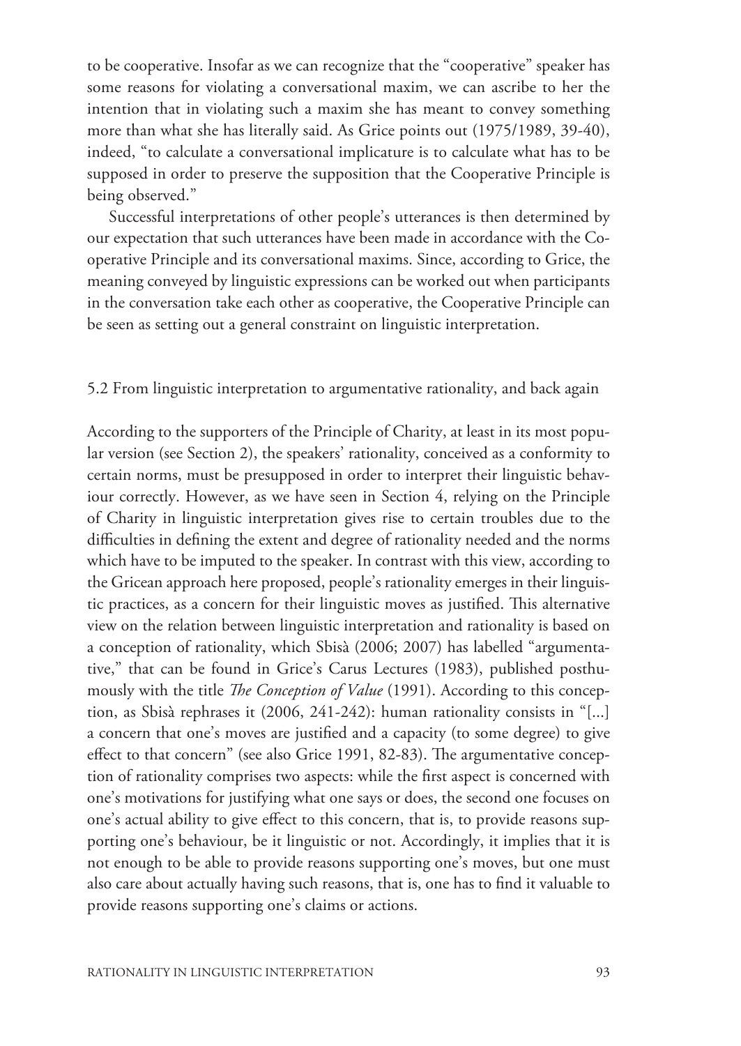to be cooperative. Insofar as we can recognize that the "cooperative" speaker has some reasons for violating a conversational maxim, we can ascribe to her the intention that in violating such a maxim she has meant to convey something more than what she has literally said. As Grice points out (1975/1989, 39-40), indeed, "to calculate a conversational implicature is to calculate what has to be supposed in order to preserve the supposition that the Cooperative Principle is being observed."

Successful interpretations of other people's utterances is then determined by our expectation that such utterances have been made in accordance with the Cooperative Principle and its conversational maxims. Since, according to Grice, the meaning conveyed by linguistic expressions can be worked out when participants in the conversation take each other as cooperative, the Cooperative Principle can be seen as setting out a general constraint on linguistic interpretation.

### 5.2 From linguistic interpretation to argumentative rationality, and back again

According to the supporters of the Principle of Charity, at least in its most popular version (see Section 2), the speakers' rationality, conceived as a conformity to certain norms, must be presupposed in order to interpret their linguistic behaviour correctly. However, as we have seen in Section 4, relying on the Principle of Charity in linguistic interpretation gives rise to certain troubles due to the difficulties in defining the extent and degree of rationality needed and the norms which have to be imputed to the speaker. In contrast with this view, according to the Gricean approach here proposed, people's rationality emerges in their linguistic practices, as a concern for their linguistic moves as justified. This alternative view on the relation between linguistic interpretation and rationality is based on a conception of rationality, which Sbisà (2006; 2007) has labelled "argumentative," that can be found in Grice's Carus Lectures (1983), published posthumously with the title *The Conception of Value* (1991). According to this conception, as Sbisà rephrases it (2006, 241-242): human rationality consists in "[...] a concern that one's moves are justified and a capacity (to some degree) to give effect to that concern" (see also Grice 1991, 82-83). The argumentative conception of rationality comprises two aspects: while the first aspect is concerned with one's motivations for justifying what one says or does, the second one focuses on one's actual ability to give effect to this concern, that is, to provide reasons supporting one's behaviour, be it linguistic or not. Accordingly, it implies that it is not enough to be able to provide reasons supporting one's moves, but one must also care about actually having such reasons, that is, one has to find it valuable to provide reasons supporting one's claims or actions.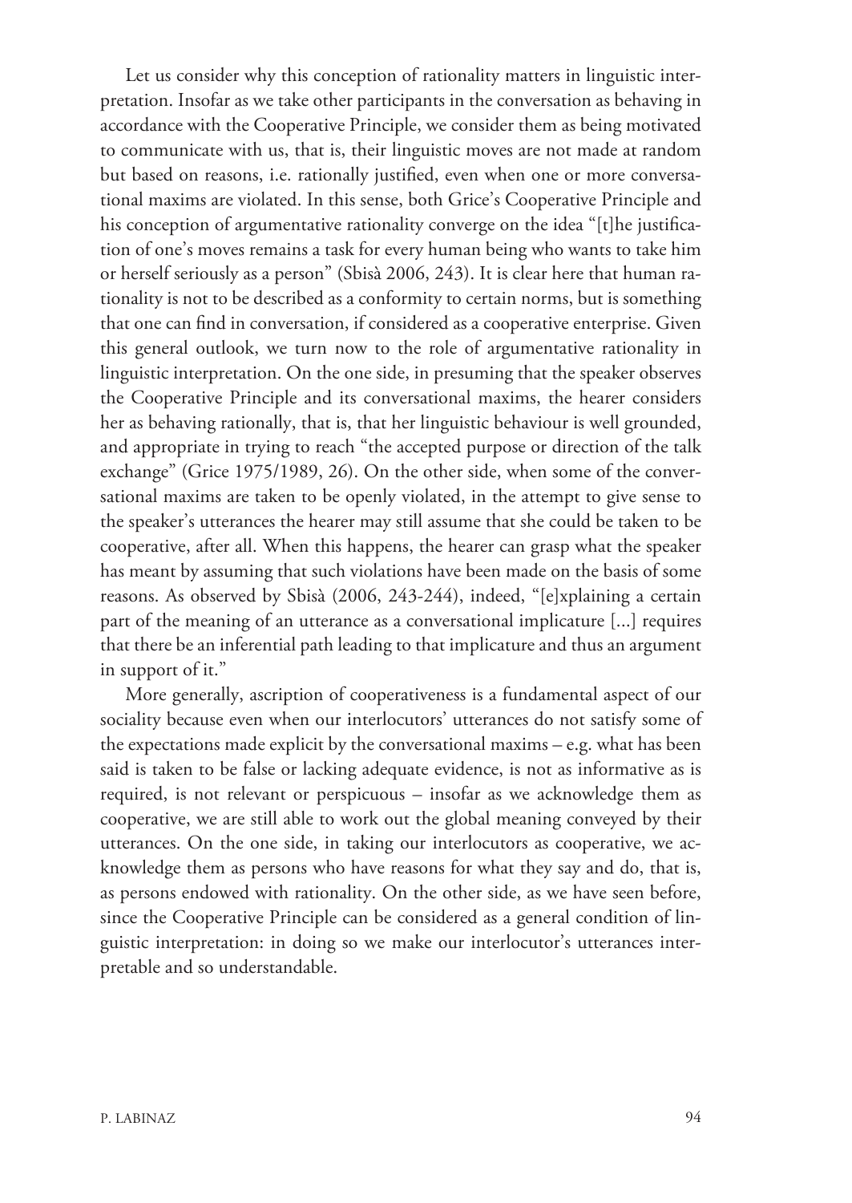Let us consider why this conception of rationality matters in linguistic interpretation. Insofar as we take other participants in the conversation as behaving in accordance with the Cooperative Principle, we consider them as being motivated to communicate with us, that is, their linguistic moves are not made at random but based on reasons, i.e. rationally justified, even when one or more conversational maxims are violated. In this sense, both Grice's Cooperative Principle and his conception of argumentative rationality converge on the idea "[t]he justification of one's moves remains a task for every human being who wants to take him or herself seriously as a person" (Sbisà 2006, 243). It is clear here that human rationality is not to be described as a conformity to certain norms, but is something that one can find in conversation, if considered as a cooperative enterprise. Given this general outlook, we turn now to the role of argumentative rationality in linguistic interpretation. On the one side, in presuming that the speaker observes the Cooperative Principle and its conversational maxims, the hearer considers her as behaving rationally, that is, that her linguistic behaviour is well grounded, and appropriate in trying to reach "the accepted purpose or direction of the talk exchange" (Grice 1975/1989, 26). On the other side, when some of the conversational maxims are taken to be openly violated, in the attempt to give sense to the speaker's utterances the hearer may still assume that she could be taken to be cooperative, after all. When this happens, the hearer can grasp what the speaker has meant by assuming that such violations have been made on the basis of some reasons. As observed by Sbisà (2006, 243-244), indeed, "[e]xplaining a certain part of the meaning of an utterance as a conversational implicature [...] requires that there be an inferential path leading to that implicature and thus an argument in support of it."

More generally, ascription of cooperativeness is a fundamental aspect of our sociality because even when our interlocutors' utterances do not satisfy some of the expectations made explicit by the conversational maxims – e.g. what has been said is taken to be false or lacking adequate evidence, is not as informative as is required, is not relevant or perspicuous – insofar as we acknowledge them as cooperative, we are still able to work out the global meaning conveyed by their utterances. On the one side, in taking our interlocutors as cooperative, we acknowledge them as persons who have reasons for what they say and do, that is, as persons endowed with rationality. On the other side, as we have seen before, since the Cooperative Principle can be considered as a general condition of linguistic interpretation: in doing so we make our interlocutor's utterances interpretable and so understandable.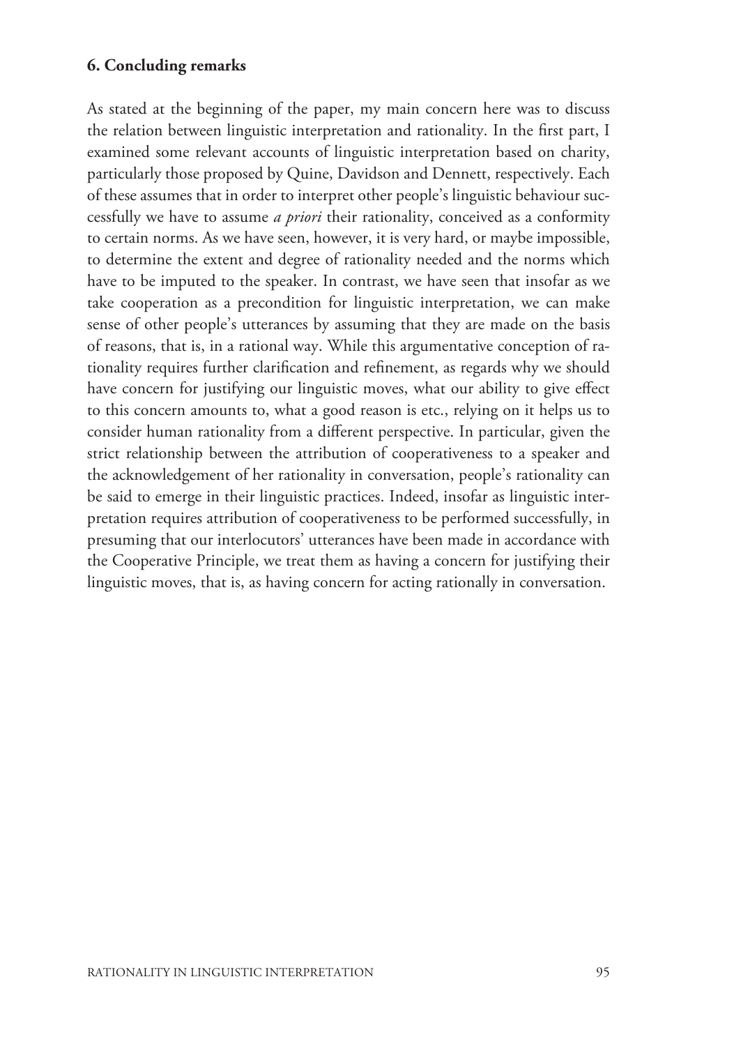## 6. Concluding remarks

As stated at the beginning of the paper, my main concern here was to discuss the relation between linguistic interpretation and rationality. In the first part, I examined some relevant accounts of linguistic interpretation based on charity, particularly those proposed by Quine, Davidson and Dennett, respectively. Each of these assumes that in order to interpret other people's linguistic behaviour successfully we have to assume *a priori* their rationality, conceived as a conformity to certain norms. As we have seen, however, it is very hard, or maybe impossible, to determine the extent and degree of rationality needed and the norms which have to be imputed to the speaker. In contrast, we have seen that insofar as we take cooperation as a precondition for linguistic interpretation, we can make sense of other people's utterances by assuming that they are made on the basis of reasons, that is, in a rational way. While this argumentative conception of rationality requires further clarification and refinement, as regards why we should have concern for justifying our linguistic moves, what our ability to give effect to this concern amounts to, what a good reason is etc., relying on it helps us to consider human rationality from a different perspective. In particular, given the strict relationship between the attribution of cooperativeness to a speaker and the acknowledgement of her rationality in conversation, people's rationality can be said to emerge in their linguistic practices. Indeed, insofar as linguistic interpretation requires attribution of cooperativeness to be performed successfully, in presuming that our interlocutors' utterances have been made in accordance with the Cooperative Principle, we treat them as having a concern for justifying their linguistic moves, that is, as having concern for acting rationally in conversation.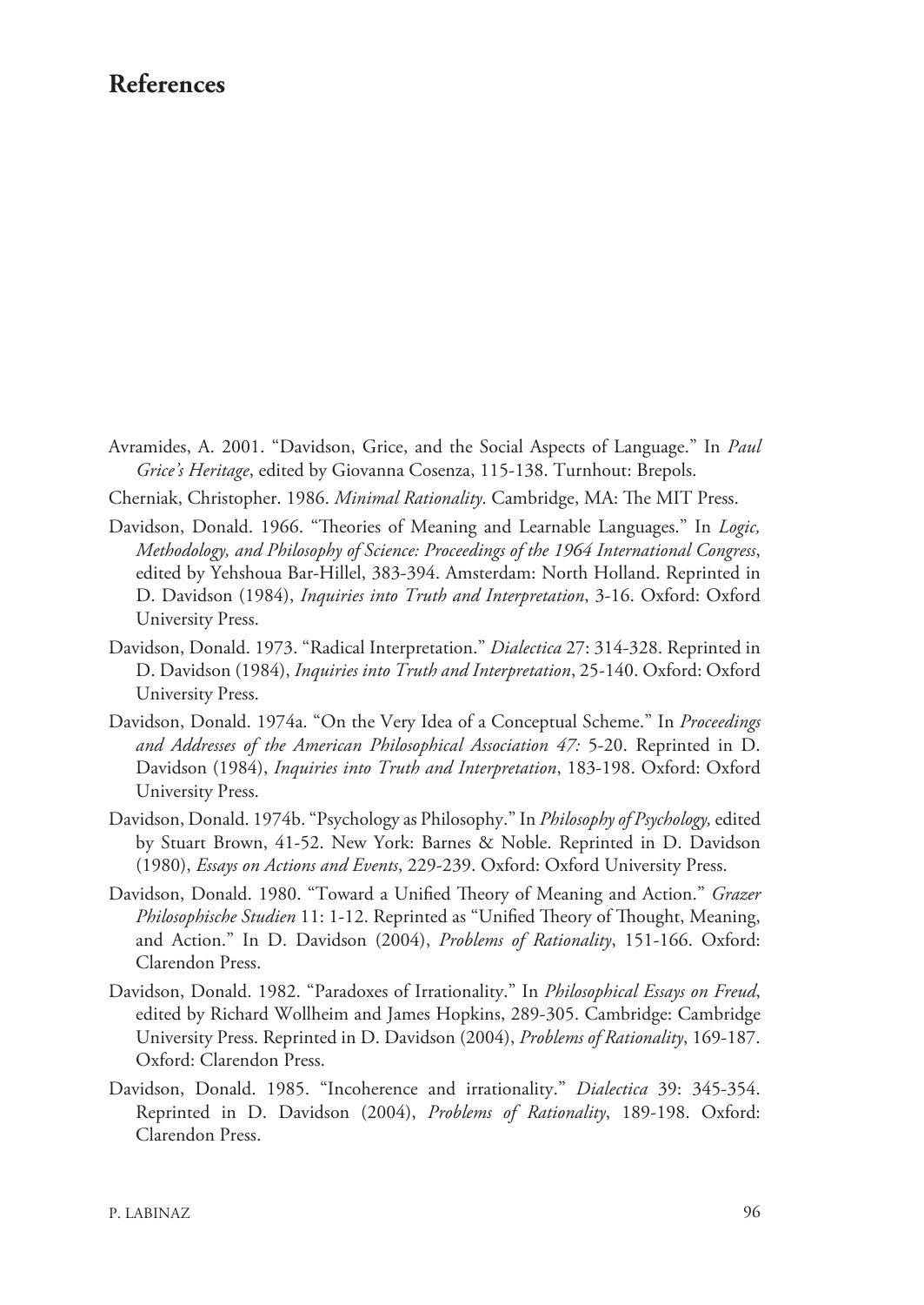# References

Avramides, A. 2001. "Davidson, Grice, and the Social Aspects of Language." In *Paul Grice's Heritage*, edited by Giovanna Cosenza, 115-138. Turnhout: Brepols.

Cherniak, Christopher. 1986. *Minimal Rationality*. Cambridge, MA: The MIT Press.

Davidson, Donald. 1966. "Theories of Meaning and Learnable Languages." In *Logic, Methodology, and Philosophy of Science: Proceedings of the 1964 International Congress*, edited by Yehshoua Bar-Hillel, 383-394. Amsterdam: North Holland. Reprinted in D. Davidson (1984), *Inquiries into Truth and Interpretation*, 3-16. Oxford: Oxford University Press.

Davidson, Donald. 1973. "Radical Interpretation." *Dialectica* 27: 314-328. Reprinted in D. Davidson (1984), *Inquiries into Truth and Interpretation*, 25-140. Oxford: Oxford University Press.

Davidson, Donald. 1974a. "On the Very Idea of a Conceptual Scheme." In *Proceedings and Addresses of the American Philosophical Association 47:* 5-20. Reprinted in D. Davidson (1984), *Inquiries into Truth and Interpretation*, 183-198. Oxford: Oxford University Press.

Davidson, Donald. 1974b. "Psychology as Philosophy." In *Philosophy of Psychology,* edited by Stuart Brown, 41-52. New York: Barnes & Noble. Reprinted in D. Davidson (1980), *Essays on Actions and Events*, 229-239. Oxford: Oxford University Press.

Davidson, Donald. 1980. "Toward a Unified Theory of Meaning and Action." *Grazer Philosophische Studien* 11: 1-12. Reprinted as "Unified Theory of Thought, Meaning, and Action." In D. Davidson (2004), *Problems of Rationality*, 151-166. Oxford: Clarendon Press.

Davidson, Donald. 1982. "Paradoxes of Irrationality." In *Philosophical Essays on Freud*, edited by Richard Wollheim and James Hopkins, 289-305. Cambridge: Cambridge University Press. Reprinted in D. Davidson (2004), *Problems of Rationality*, 169-187. Oxford: Clarendon Press.

Davidson, Donald. 1985. "Incoherence and irrationality." *Dialectica* 39: 345-354. Reprinted in D. Davidson (2004), *Problems of Rationality*, 189-198. Oxford: Clarendon Press.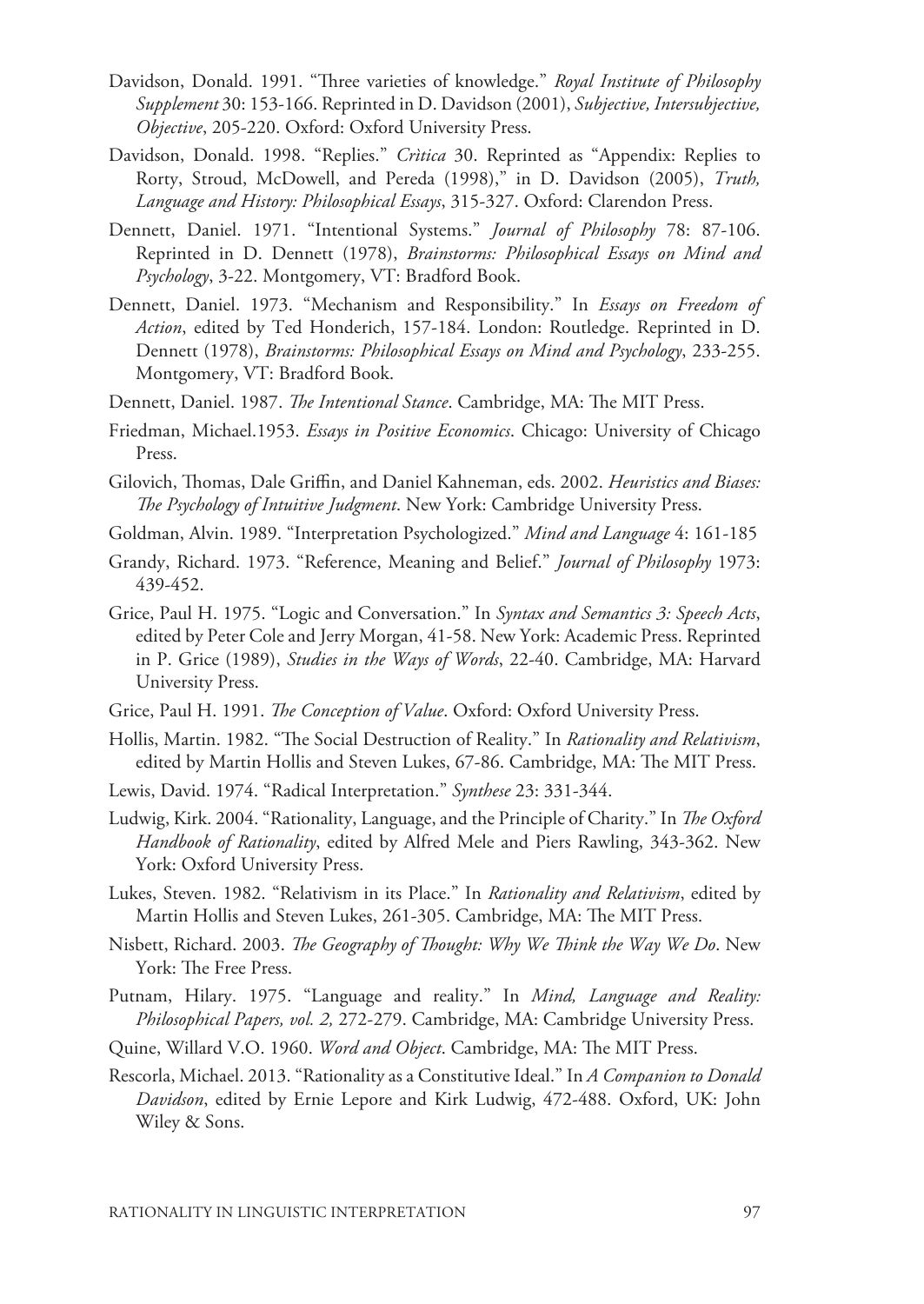Davidson, Donald. 1991. "Three varieties of knowledge." *Royal Institute of Philosophy Supplement* 30: 153-166. Reprinted in D. Davidson (2001), *Subjective, Intersubjective, Objective*, 205-220. Oxford: Oxford University Press.

Davidson, Donald. 1998. "Replies." *Crìtica* 30. Reprinted as "Appendix: Replies to Rorty, Stroud, McDowell, and Pereda (1998)," in D. Davidson (2005), *Truth, Language and History: Philosophical Essays*, 315-327. Oxford: Clarendon Press.

Dennett, Daniel. 1971. "Intentional Systems." *Journal of Philosophy* 78: 87-106. Reprinted in D. Dennett (1978), *Brainstorms: Philosophical Essays on Mind and Psychology*, 3-22. Montgomery, VT: Bradford Book.

Dennett, Daniel. 1973. "Mechanism and Responsibility." In *Essays on Freedom of Action*, edited by Ted Honderich, 157-184. London: Routledge. Reprinted in D. Dennett (1978), *Brainstorms: Philosophical Essays on Mind and Psychology*, 233-255. Montgomery, VT: Bradford Book.

Dennett, Daniel. 1987. *The Intentional Stance*. Cambridge, MA: The MIT Press.

Friedman, Michael.1953. *Essays in Positive Economics*. Chicago: University of Chicago Press.

Gilovich, Thomas, Dale Griffin, and Daniel Kahneman, eds. 2002. *Heuristics and Biases: The Psychology of Intuitive Judgment*. New York: Cambridge University Press.

Goldman, Alvin. 1989. "Interpretation Psychologized." *Mind and Language* 4: 161-185

Grandy, Richard. 1973. "Reference, Meaning and Belief." *Journal of Philosophy* 1973: 439-452.

Grice, Paul H. 1975. "Logic and Conversation." In *Syntax and Semantics 3: Speech Acts*, edited by Peter Cole and Jerry Morgan, 41-58. New York: Academic Press. Reprinted in P. Grice (1989), *Studies in the Ways of Words*, 22-40. Cambridge, MA: Harvard University Press.

Grice, Paul H. 1991. *The Conception of Value*. Oxford: Oxford University Press.

Hollis, Martin. 1982. "The Social Destruction of Reality." In *Rationality and Relativism*, edited by Martin Hollis and Steven Lukes, 67-86. Cambridge, MA: The MIT Press.

Lewis, David. 1974. "Radical Interpretation." *Synthese* 23: 331-344.

Ludwig, Kirk. 2004. "Rationality, Language, and the Principle of Charity." In *The Oxford Handbook of Rationality*, edited by Alfred Mele and Piers Rawling, 343-362. New York: Oxford University Press.

Lukes, Steven. 1982. "Relativism in its Place." In *Rationality and Relativism*, edited by Martin Hollis and Steven Lukes, 261-305. Cambridge, MA: The MIT Press.

Nisbett, Richard. 2003. *The Geography of Thought: Why We Think the Way We Do*. New York: The Free Press.

Putnam, Hilary. 1975. "Language and reality." In *Mind, Language and Reality: Philosophical Papers, vol. 2,* 272-279. Cambridge, MA: Cambridge University Press.

Quine, Willard V.O. 1960. *Word and Object*. Cambridge, MA: The MIT Press.

Rescorla, Michael. 2013. "Rationality as a Constitutive Ideal." In *A Companion to Donald Davidson*, edited by Ernie Lepore and Kirk Ludwig, 472-488. Oxford, UK: John Wiley & Sons.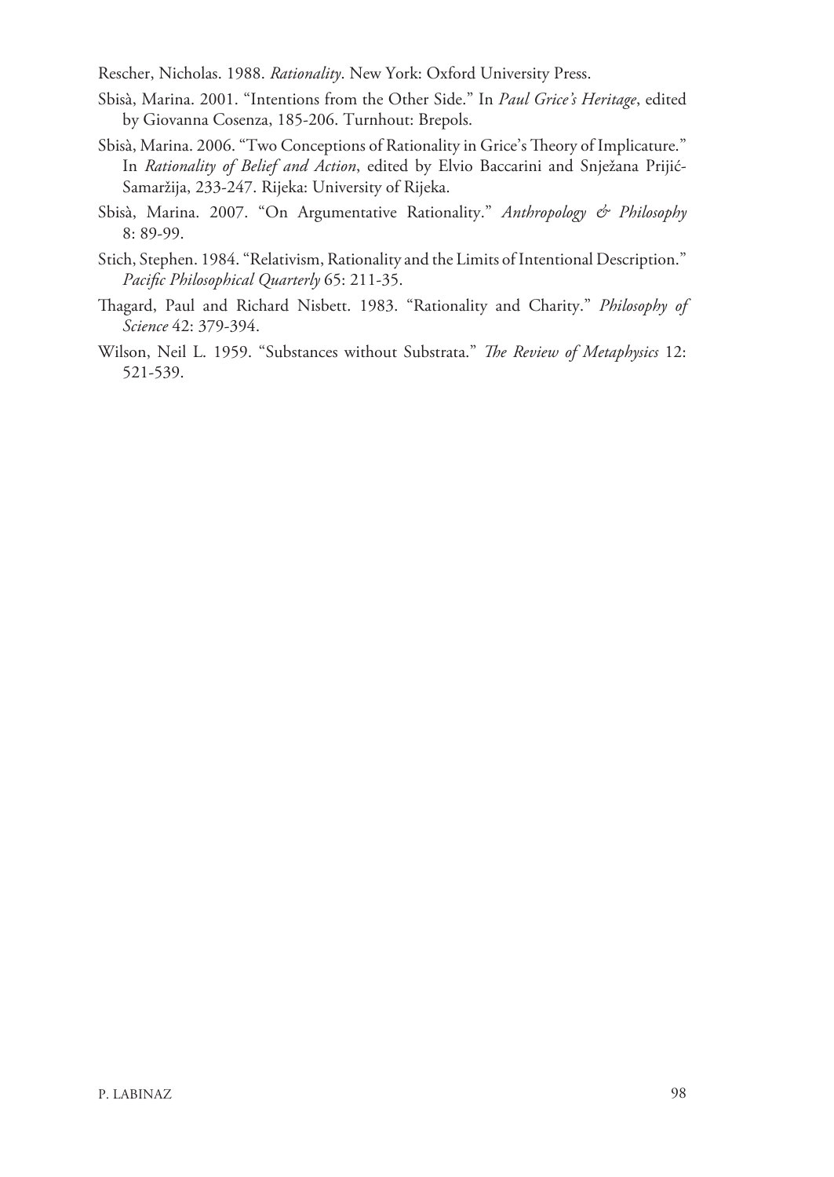Rescher, Nicholas. 1988. *Rationality*. New York: Oxford University Press.

Sbisà, Marina. 2001. "Intentions from the Other Side." In *Paul Grice's Heritage*, edited by Giovanna Cosenza, 185-206. Turnhout: Brepols.

Sbisà, Marina. 2006. "Two Conceptions of Rationality in Grice's Theory of Implicature." In *Rationality of Belief and Action*, edited by Elvio Baccarini and Snježana Prijić-Samaržija, 233-247. Rijeka: University of Rijeka.

Sbisà, Marina. 2007. "On Argumentative Rationality." *Anthropology & Philosophy* 8: 89-99.

Stich, Stephen. 1984. "Relativism, Rationality and the Limits of Intentional Description." *Pacific Philosophical Quarterly* 65: 211-35.

Thagard, Paul and Richard Nisbett. 1983. "Rationality and Charity." *Philosophy of Science* 42: 379-394.

Wilson, Neil L. 1959. "Substances without Substrata." *The Review of Metaphysics* 12: 521-539.